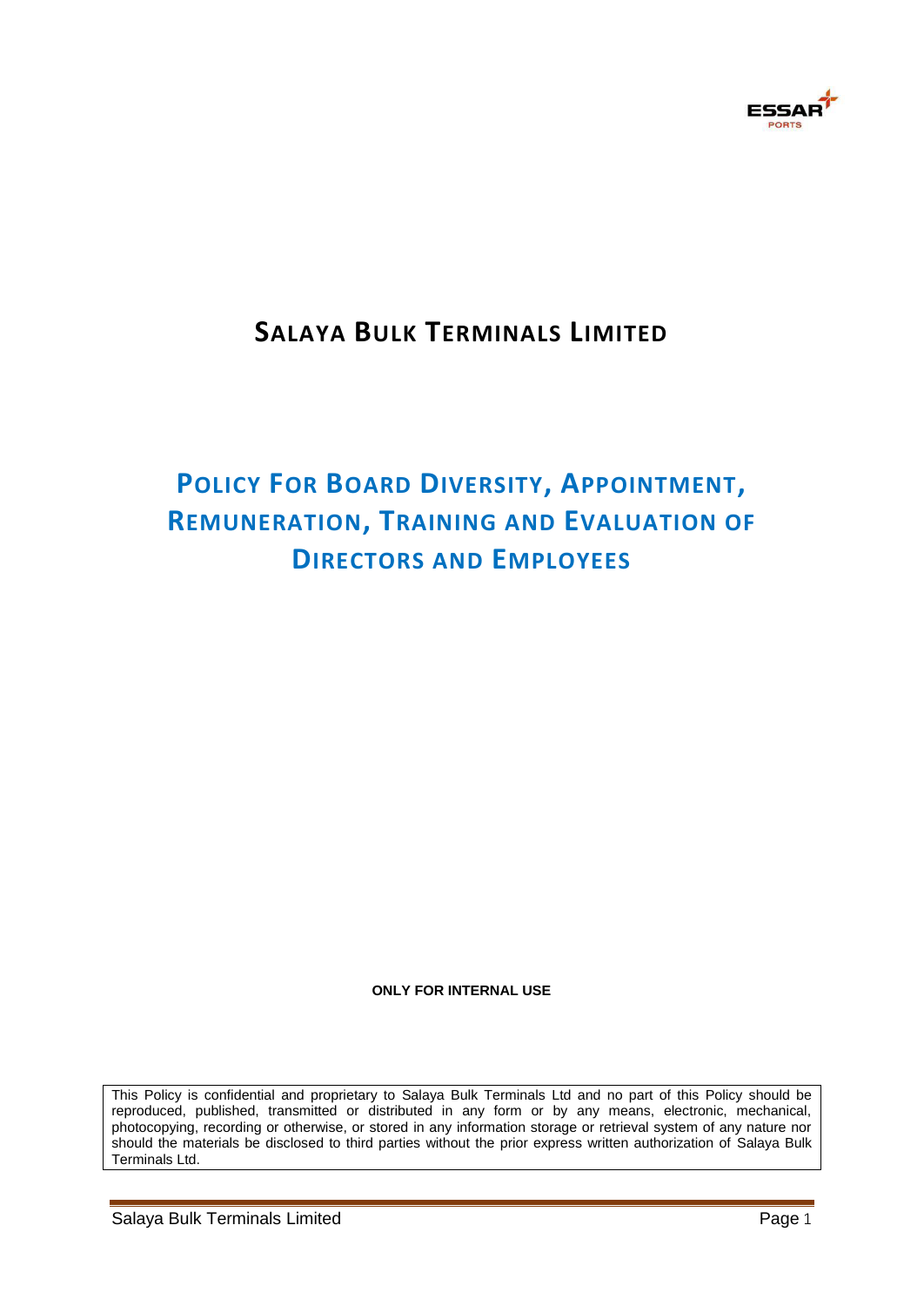# SALAYA BULK TERMINALS LIMITED

# POLICY FOR BOARD DIVERSITY, APPOINTMENT, REMUNERATION, TRAINING AND EVALUATION OF DIRECTORS AND EMPLOYEES

**ONLY FOR INTERNAL USE**

This Policy is confidential and proprietary to Salaya Bulk Terminals Ltd and no part of this Policy should be reproduced, published, transmitted or distributed in any form or by any means, electronic, mechanical, photocopying, recording or otherwise, or stored in any information storage or retrieval system of any nature nor should the materials be disclosed to third parties without the prior express written authorization of Salaya Bulk Terminals Ltd.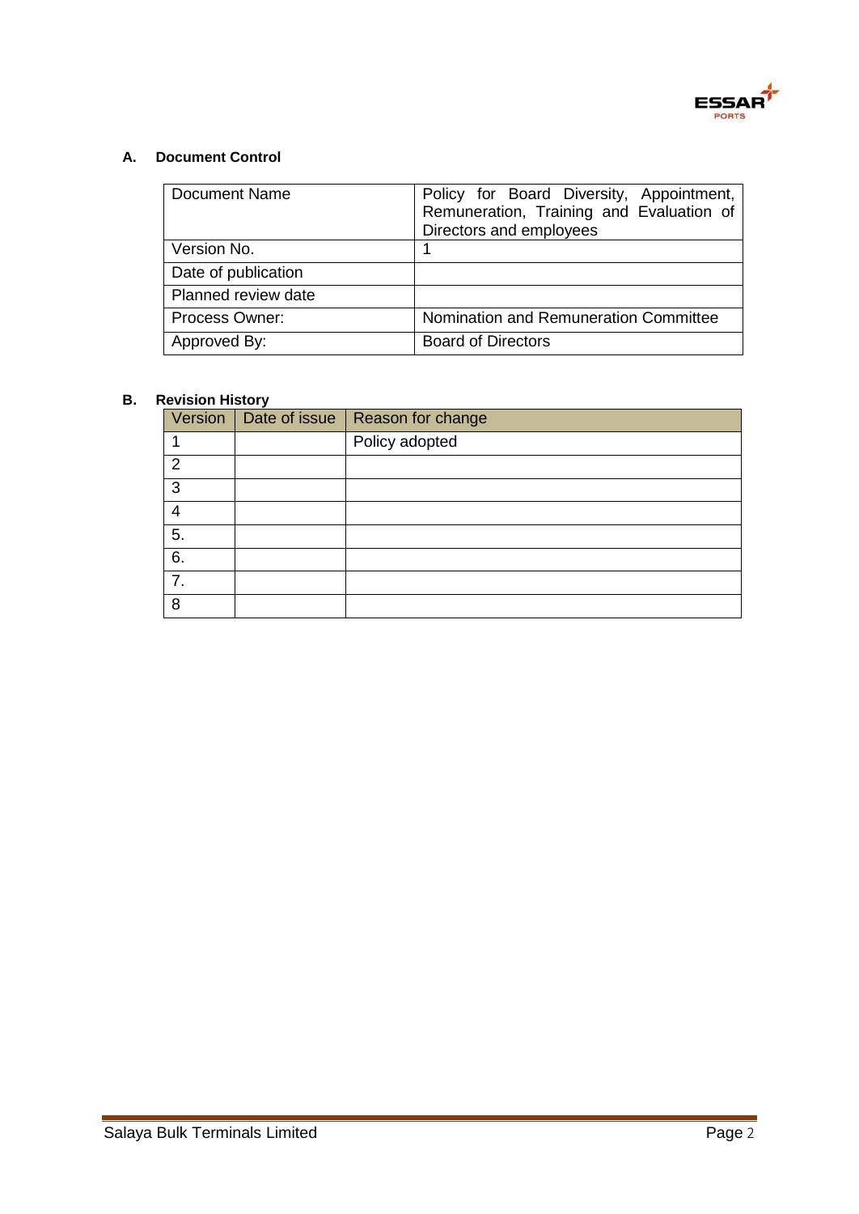## A. Document Control

| Document Name | Policy for Board Diversity, Appointment, Remuneration, Training and Evaluation of Directors and employees |
|---|---|
| Version No. | 1 |
| Date of publication | |
| Planned review date | |
| Process Owner: | Nomination and Remuneration Committee |
| Approved By: | Board of Directors |

## B. Revision History

| Version | Date of issue | Reason for change |
|---|---|---|
| 1 | | Policy adopted |
| 2 | | |
| 3 | | |
| 4 | | |
| 5. | | |
| 6. | | |
| 7. | | |
| 8 | | |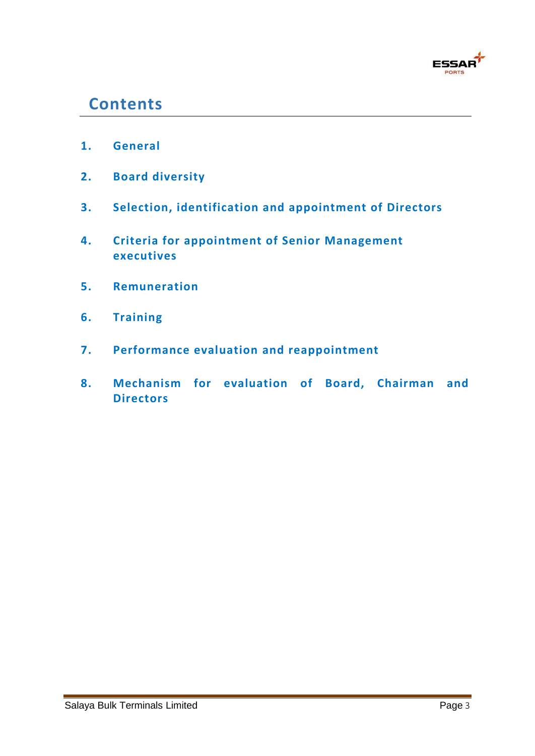## Contents

1. General
2. Board diversity
3. Selection, identification and appointment of Directors
4. Criteria for appointment of Senior Management executives
5. Remuneration
6. Training
7. Performance evaluation and reappointment
8. Mechanism for evaluation of Board, Chairman and Directors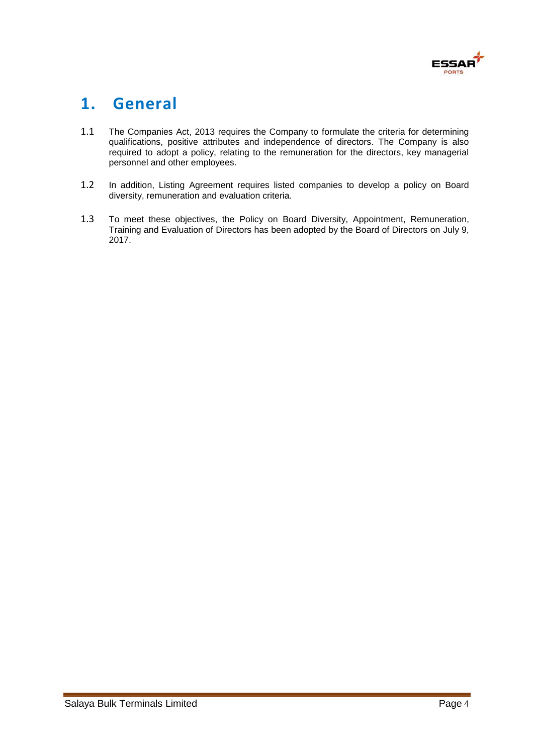# 1. General

1.1 The Companies Act, 2013 requires the Company to formulate the criteria for determining qualifications, positive attributes and independence of directors. The Company is also required to adopt a policy, relating to the remuneration for the directors, key managerial personnel and other employees.

1.2 In addition, Listing Agreement requires listed companies to develop a policy on Board diversity, remuneration and evaluation criteria.

1.3 To meet these objectives, the Policy on Board Diversity, Appointment, Remuneration, Training and Evaluation of Directors has been adopted by the Board of Directors on July 9, 2017.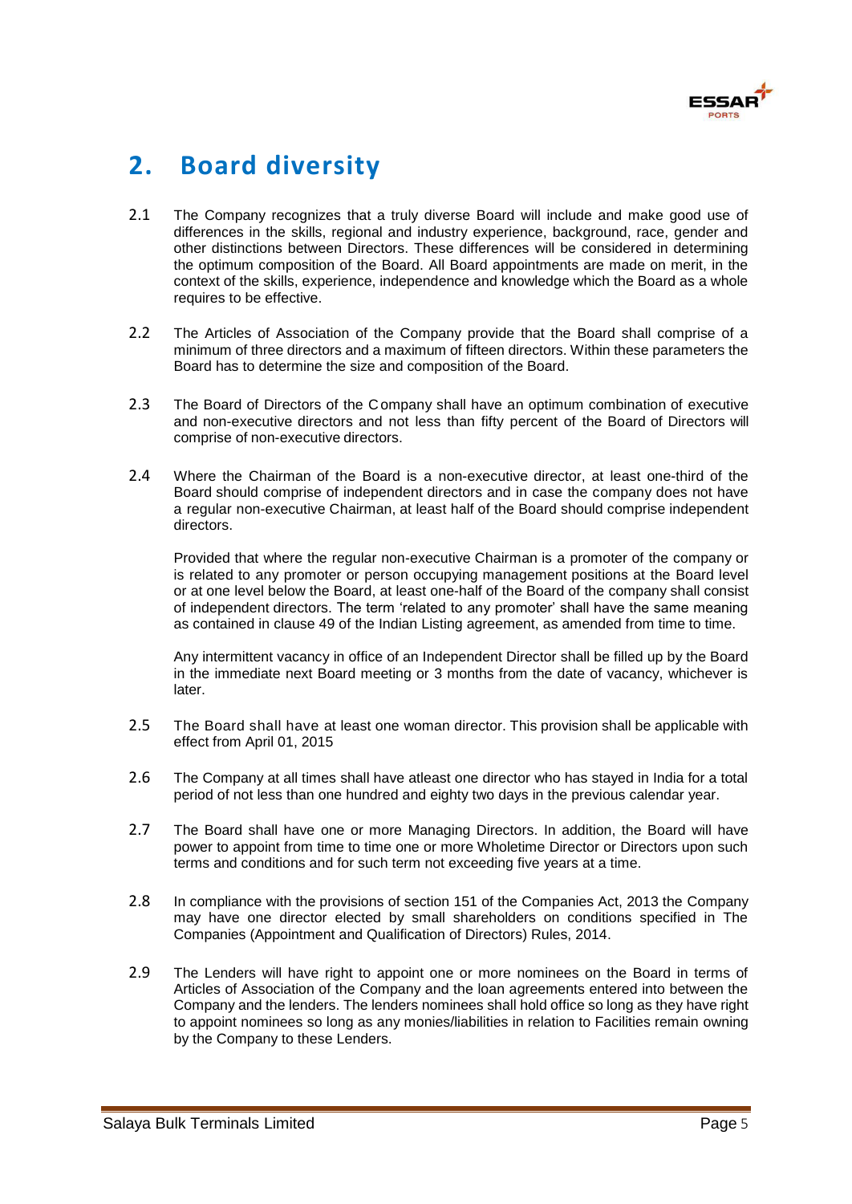## 2. Board diversity

2.1 The Company recognizes that a truly diverse Board will include and make good use of differences in the skills, regional and industry experience, background, race, gender and other distinctions between Directors. These differences will be considered in determining the optimum composition of the Board. All Board appointments are made on merit, in the context of the skills, experience, independence and knowledge which the Board as a whole requires to be effective.

2.2 The Articles of Association of the Company provide that the Board shall comprise of a minimum of three directors and a maximum of fifteen directors. Within these parameters the Board has to determine the size and composition of the Board.

2.3 The Board of Directors of the Company shall have an optimum combination of executive and non-executive directors and not less than fifty percent of the Board of Directors will comprise of non-executive directors.

2.4 Where the Chairman of the Board is a non-executive director, at least one-third of the Board should comprise of independent directors and in case the company does not have a regular non-executive Chairman, at least half of the Board should comprise independent directors.

Provided that where the regular non-executive Chairman is a promoter of the company or is related to any promoter or person occupying management positions at the Board level or at one level below the Board, at least one-half of the Board of the company shall consist of independent directors. The term 'related to any promoter' shall have the same meaning as contained in clause 49 of the Indian Listing agreement, as amended from time to time.

Any intermittent vacancy in office of an Independent Director shall be filled up by the Board in the immediate next Board meeting or 3 months from the date of vacancy, whichever is later.

2.5 The Board shall have at least one woman director. This provision shall be applicable with effect from April 01, 2015

2.6 The Company at all times shall have atleast one director who has stayed in India for a total period of not less than one hundred and eighty two days in the previous calendar year.

2.7 The Board shall have one or more Managing Directors. In addition, the Board will have power to appoint from time to time one or more Wholetime Director or Directors upon such terms and conditions and for such term not exceeding five years at a time.

2.8 In compliance with the provisions of section 151 of the Companies Act, 2013 the Company may have one director elected by small shareholders on conditions specified in The Companies (Appointment and Qualification of Directors) Rules, 2014.

2.9 The Lenders will have right to appoint one or more nominees on the Board in terms of Articles of Association of the Company and the loan agreements entered into between the Company and the lenders. The lenders nominees shall hold office so long as they have right to appoint nominees so long as any monies/liabilities in relation to Facilities remain owning by the Company to these Lenders.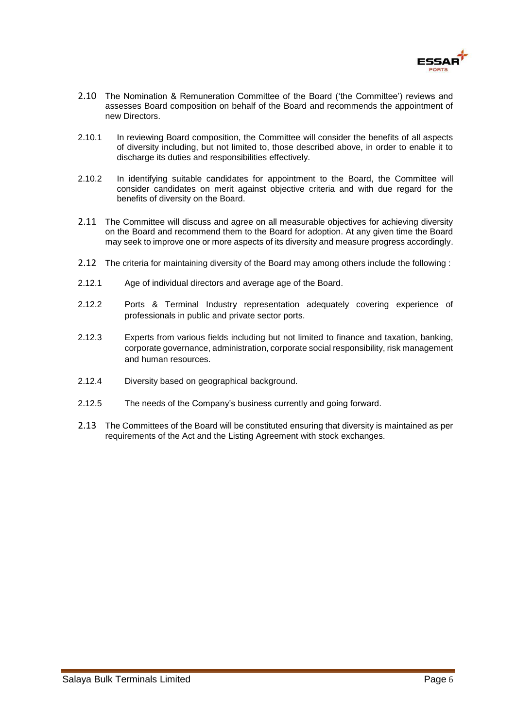2.10 The Nomination & Remuneration Committee of the Board ('the Committee') reviews and assesses Board composition on behalf of the Board and recommends the appointment of new Directors.

2.10.1 In reviewing Board composition, the Committee will consider the benefits of all aspects of diversity including, but not limited to, those described above, in order to enable it to discharge its duties and responsibilities effectively.

2.10.2 In identifying suitable candidates for appointment to the Board, the Committee will consider candidates on merit against objective criteria and with due regard for the benefits of diversity on the Board.

2.11 The Committee will discuss and agree on all measurable objectives for achieving diversity on the Board and recommend them to the Board for adoption. At any given time the Board may seek to improve one or more aspects of its diversity and measure progress accordingly.

2.12 The criteria for maintaining diversity of the Board may among others include the following :

2.12.1 Age of individual directors and average age of the Board.

2.12.2 Ports & Terminal Industry representation adequately covering experience of professionals in public and private sector ports.

2.12.3 Experts from various fields including but not limited to finance and taxation, banking, corporate governance, administration, corporate social responsibility, risk management and human resources.

2.12.4 Diversity based on geographical background.

2.12.5 The needs of the Company's business currently and going forward.

2.13 The Committees of the Board will be constituted ensuring that diversity is maintained as per requirements of the Act and the Listing Agreement with stock exchanges.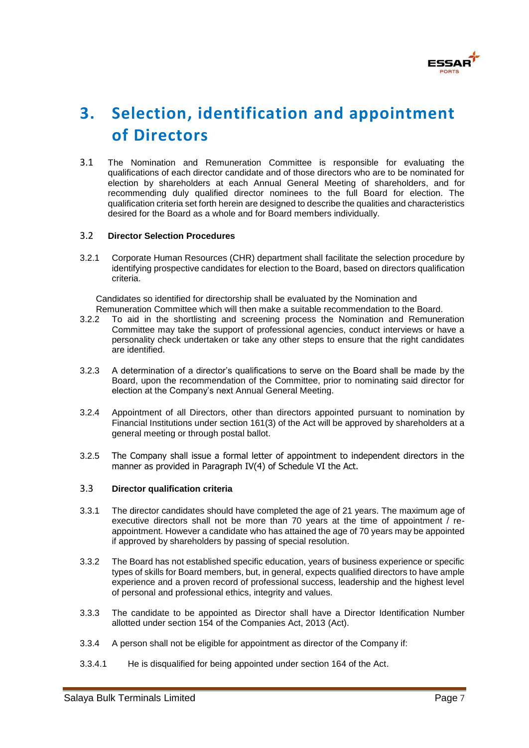# 3. Selection, identification and appointment of Directors

3.1 The Nomination and Remuneration Committee is responsible for evaluating the qualifications of each director candidate and of those directors who are to be nominated for election by shareholders at each Annual General Meeting of shareholders, and for recommending duly qualified director nominees to the full Board for election. The qualification criteria set forth herein are designed to describe the qualities and characteristics desired for the Board as a whole and for Board members individually.

### 3.2 Director Selection Procedures

3.2.1 Corporate Human Resources (CHR) department shall facilitate the selection procedure by identifying prospective candidates for election to the Board, based on directors qualification criteria.

Candidates so identified for directorship shall be evaluated by the Nomination and Remuneration Committee which will then make a suitable recommendation to the Board.

3.2.2 To aid in the shortlisting and screening process the Nomination and Remuneration Committee may take the support of professional agencies, conduct interviews or have a personality check undertaken or take any other steps to ensure that the right candidates are identified.

3.2.3 A determination of a director's qualifications to serve on the Board shall be made by the Board, upon the recommendation of the Committee, prior to nominating said director for election at the Company's next Annual General Meeting.

3.2.4 Appointment of all Directors, other than directors appointed pursuant to nomination by Financial Institutions under section 161(3) of the Act will be approved by shareholders at a general meeting or through postal ballot.

3.2.5 The Company shall issue a formal letter of appointment to independent directors in the manner as provided in Paragraph IV(4) of Schedule VI the Act.

### 3.3 Director qualification criteria

3.3.1 The director candidates should have completed the age of 21 years. The maximum age of executive directors shall not be more than 70 years at the time of appointment / re-appointment. However a candidate who has attained the age of 70 years may be appointed if approved by shareholders by passing of special resolution.

3.3.2 The Board has not established specific education, years of business experience or specific types of skills for Board members, but, in general, expects qualified directors to have ample experience and a proven record of professional success, leadership and the highest level of personal and professional ethics, integrity and values.

3.3.3 The candidate to be appointed as Director shall have a Director Identification Number allotted under section 154 of the Companies Act, 2013 (Act).

3.3.4 A person shall not be eligible for appointment as director of the Company if:

3.3.4.1 He is disqualified for being appointed under section 164 of the Act.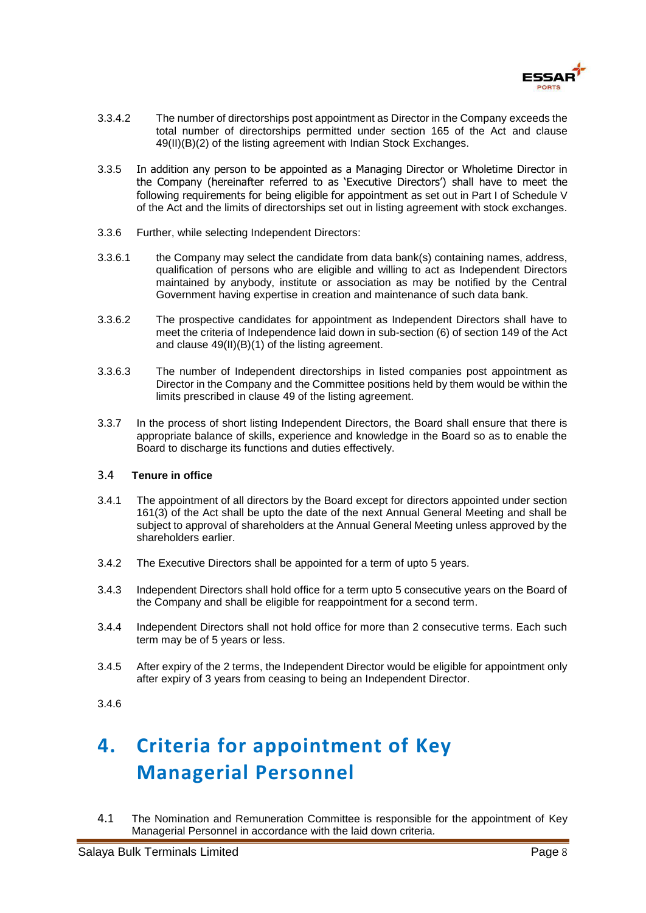3.3.4.2 The number of directorships post appointment as Director in the Company exceeds the total number of directorships permitted under section 165 of the Act and clause 49(II)(B)(2) of the listing agreement with Indian Stock Exchanges.

3.3.5 In addition any person to be appointed as a Managing Director or Wholetime Director in the Company (hereinafter referred to as 'Executive Directors') shall have to meet the following requirements for being eligible for appointment as set out in Part I of Schedule V of the Act and the limits of directorships set out in listing agreement with stock exchanges.

3.3.6 Further, while selecting Independent Directors:

3.3.6.1 the Company may select the candidate from data bank(s) containing names, address, qualification of persons who are eligible and willing to act as Independent Directors maintained by anybody, institute or association as may be notified by the Central Government having expertise in creation and maintenance of such data bank.

3.3.6.2 The prospective candidates for appointment as Independent Directors shall have to meet the criteria of Independence laid down in sub-section (6) of section 149 of the Act and clause 49(II)(B)(1) of the listing agreement.

3.3.6.3 The number of Independent directorships in listed companies post appointment as Director in the Company and the Committee positions held by them would be within the limits prescribed in clause 49 of the listing agreement.

3.3.7 In the process of short listing Independent Directors, the Board shall ensure that there is appropriate balance of skills, experience and knowledge in the Board so as to enable the Board to discharge its functions and duties effectively.

### 3.4 Tenure in office

3.4.1 The appointment of all directors by the Board except for directors appointed under section 161(3) of the Act shall be upto the date of the next Annual General Meeting and shall be subject to approval of shareholders at the Annual General Meeting unless approved by the shareholders earlier.

3.4.2 The Executive Directors shall be appointed for a term of upto 5 years.

3.4.3 Independent Directors shall hold office for a term upto 5 consecutive years on the Board of the Company and shall be eligible for reappointment for a second term.

3.4.4 Independent Directors shall not hold office for more than 2 consecutive terms. Each such term may be of 5 years or less.

3.4.5 After expiry of the 2 terms, the Independent Director would be eligible for appointment only after expiry of 3 years from ceasing to being an Independent Director.

3.4.6

# 4. Criteria for appointment of Key Managerial Personnel

4.1 The Nomination and Remuneration Committee is responsible for the appointment of Key Managerial Personnel in accordance with the laid down criteria.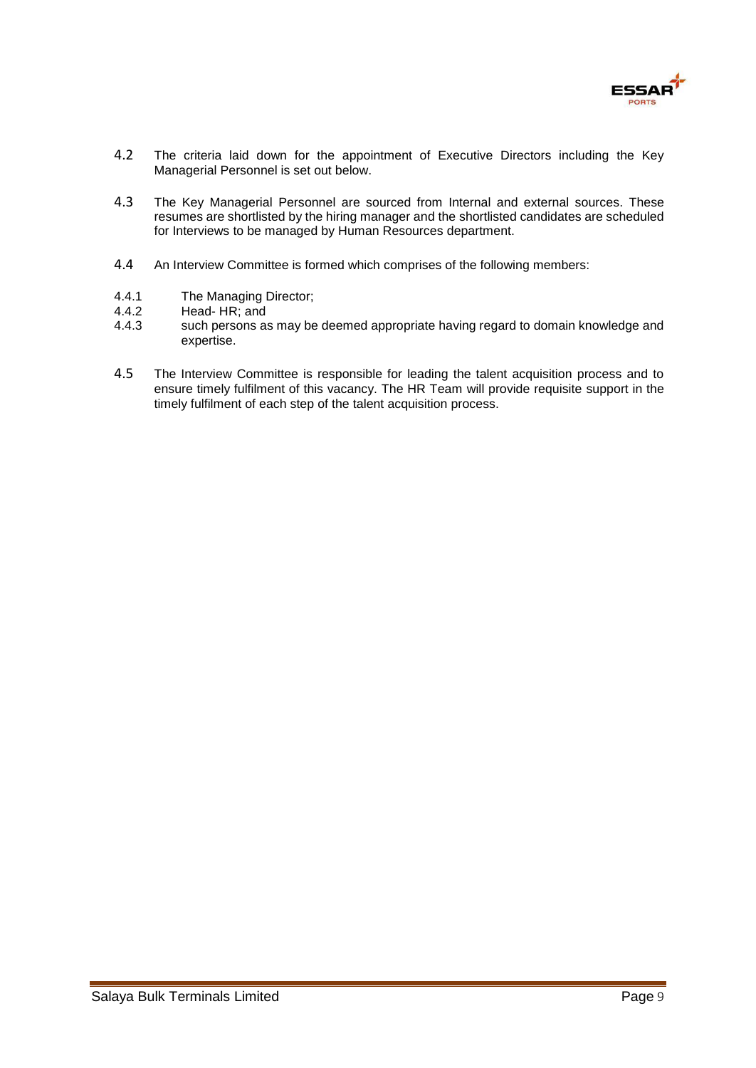4.2 The criteria laid down for the appointment of Executive Directors including the Key Managerial Personnel is set out below.

4.3 The Key Managerial Personnel are sourced from Internal and external sources. These resumes are shortlisted by the hiring manager and the shortlisted candidates are scheduled for Interviews to be managed by Human Resources department.

4.4 An Interview Committee is formed which comprises of the following members:

4.4.1 The Managing Director;

4.4.2 Head- HR; and

4.4.3 such persons as may be deemed appropriate having regard to domain knowledge and expertise.

4.5 The Interview Committee is responsible for leading the talent acquisition process and to ensure timely fulfilment of this vacancy. The HR Team will provide requisite support in the timely fulfilment of each step of the talent acquisition process.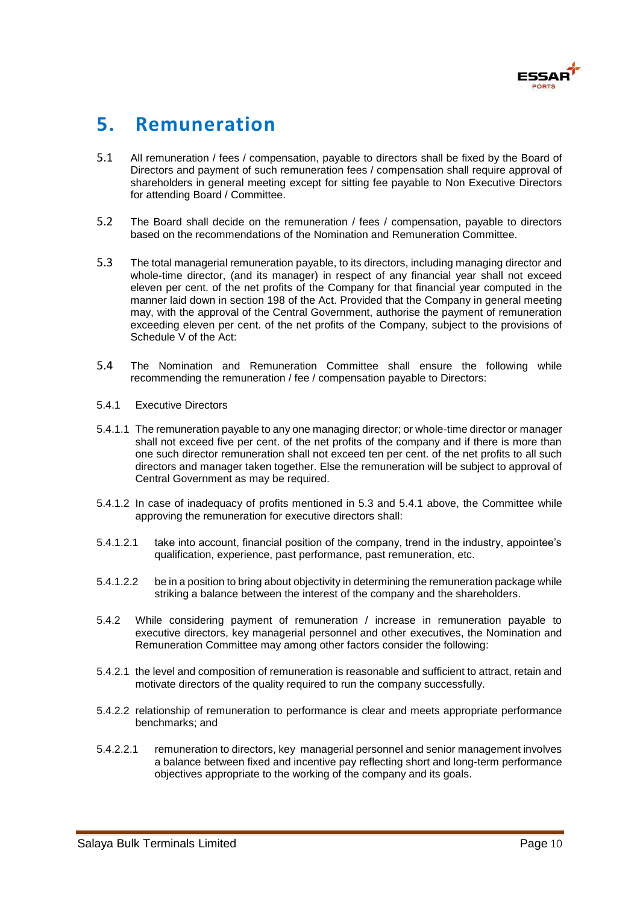# 5. Remuneration

5.1 All remuneration / fees / compensation, payable to directors shall be fixed by the Board of Directors and payment of such remuneration fees / compensation shall require approval of shareholders in general meeting except for sitting fee payable to Non Executive Directors for attending Board / Committee.

5.2 The Board shall decide on the remuneration / fees / compensation, payable to directors based on the recommendations of the Nomination and Remuneration Committee.

5.3 The total managerial remuneration payable, to its directors, including managing director and whole-time director, (and its manager) in respect of any financial year shall not exceed eleven per cent. of the net profits of the Company for that financial year computed in the manner laid down in section 198 of the Act. Provided that the Company in general meeting may, with the approval of the Central Government, authorise the payment of remuneration exceeding eleven per cent. of the net profits of the Company, subject to the provisions of Schedule V of the Act:

5.4 The Nomination and Remuneration Committee shall ensure the following while recommending the remuneration / fee / compensation payable to Directors:

5.4.1 Executive Directors

5.4.1.1 The remuneration payable to any one managing director; or whole-time director or manager shall not exceed five per cent. of the net profits of the company and if there is more than one such director remuneration shall not exceed ten per cent. of the net profits to all such directors and manager taken together. Else the remuneration will be subject to approval of Central Government as may be required.

5.4.1.2 In case of inadequacy of profits mentioned in 5.3 and 5.4.1 above, the Committee while approving the remuneration for executive directors shall:

5.4.1.2.1 take into account, financial position of the company, trend in the industry, appointee's qualification, experience, past performance, past remuneration, etc.

5.4.1.2.2 be in a position to bring about objectivity in determining the remuneration package while striking a balance between the interest of the company and the shareholders.

5.4.2 While considering payment of remuneration / increase in remuneration payable to executive directors, key managerial personnel and other executives, the Nomination and Remuneration Committee may among other factors consider the following:

5.4.2.1 the level and composition of remuneration is reasonable and sufficient to attract, retain and motivate directors of the quality required to run the company successfully.

5.4.2.2 relationship of remuneration to performance is clear and meets appropriate performance benchmarks; and

5.4.2.2.1 remuneration to directors, key managerial personnel and senior management involves a balance between fixed and incentive pay reflecting short and long-term performance objectives appropriate to the working of the company and its goals.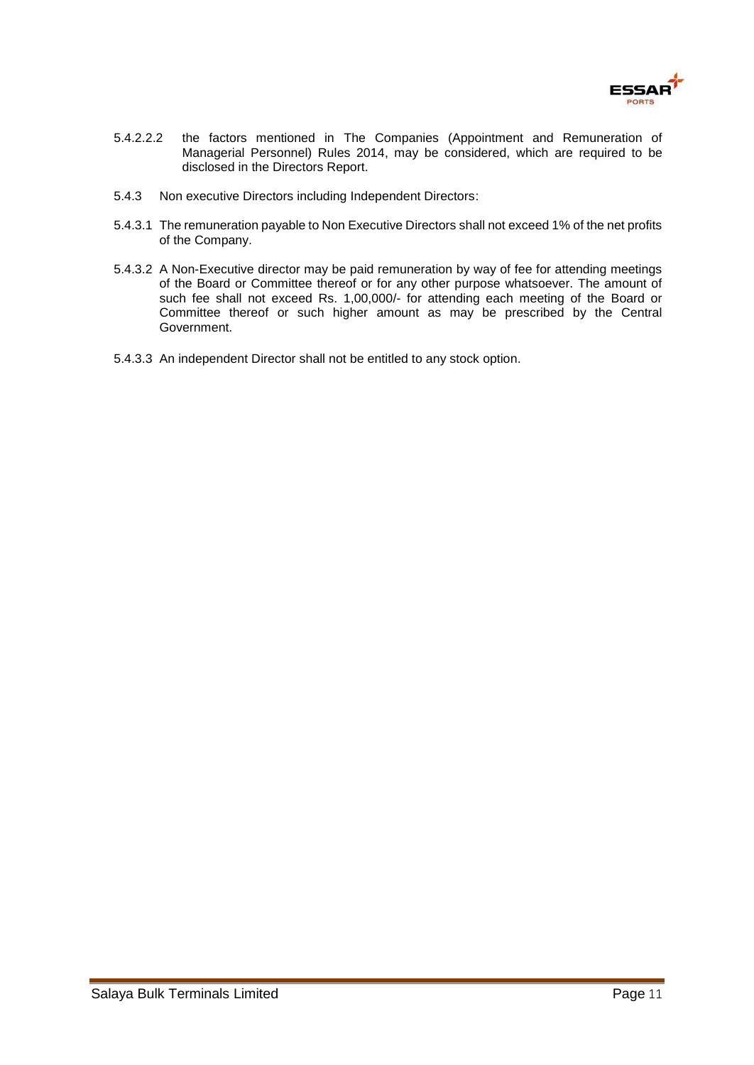5.4.2.2.2 the factors mentioned in The Companies (Appointment and Remuneration of Managerial Personnel) Rules 2014, may be considered, which are required to be disclosed in the Directors Report.

5.4.3 Non executive Directors including Independent Directors:

5.4.3.1 The remuneration payable to Non Executive Directors shall not exceed 1% of the net profits of the Company.

5.4.3.2 A Non-Executive director may be paid remuneration by way of fee for attending meetings of the Board or Committee thereof or for any other purpose whatsoever. The amount of such fee shall not exceed Rs. 1,00,000/- for attending each meeting of the Board or Committee thereof or such higher amount as may be prescribed by the Central Government.

5.4.3.3 An independent Director shall not be entitled to any stock option.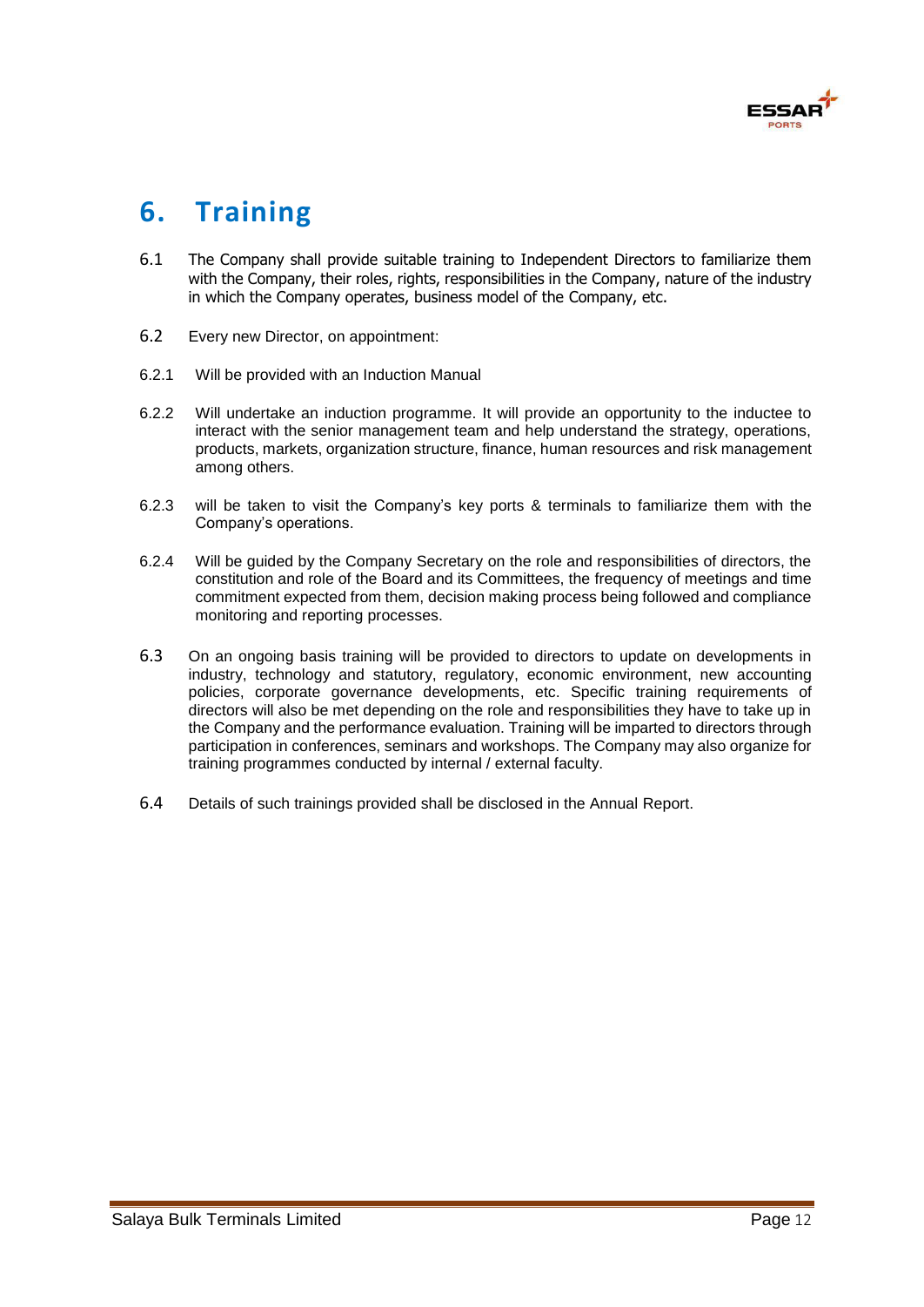# 6. Training

6.1 The Company shall provide suitable training to Independent Directors to familiarize them with the Company, their roles, rights, responsibilities in the Company, nature of the industry in which the Company operates, business model of the Company, etc.

6.2 Every new Director, on appointment:

6.2.1 Will be provided with an Induction Manual

6.2.2 Will undertake an induction programme. It will provide an opportunity to the inductee to interact with the senior management team and help understand the strategy, operations, products, markets, organization structure, finance, human resources and risk management among others.

6.2.3 will be taken to visit the Company's key ports & terminals to familiarize them with the Company's operations.

6.2.4 Will be guided by the Company Secretary on the role and responsibilities of directors, the constitution and role of the Board and its Committees, the frequency of meetings and time commitment expected from them, decision making process being followed and compliance monitoring and reporting processes.

6.3 On an ongoing basis training will be provided to directors to update on developments in industry, technology and statutory, regulatory, economic environment, new accounting policies, corporate governance developments, etc. Specific training requirements of directors will also be met depending on the role and responsibilities they have to take up in the Company and the performance evaluation. Training will be imparted to directors through participation in conferences, seminars and workshops. The Company may also organize for training programmes conducted by internal / external faculty.

6.4 Details of such trainings provided shall be disclosed in the Annual Report.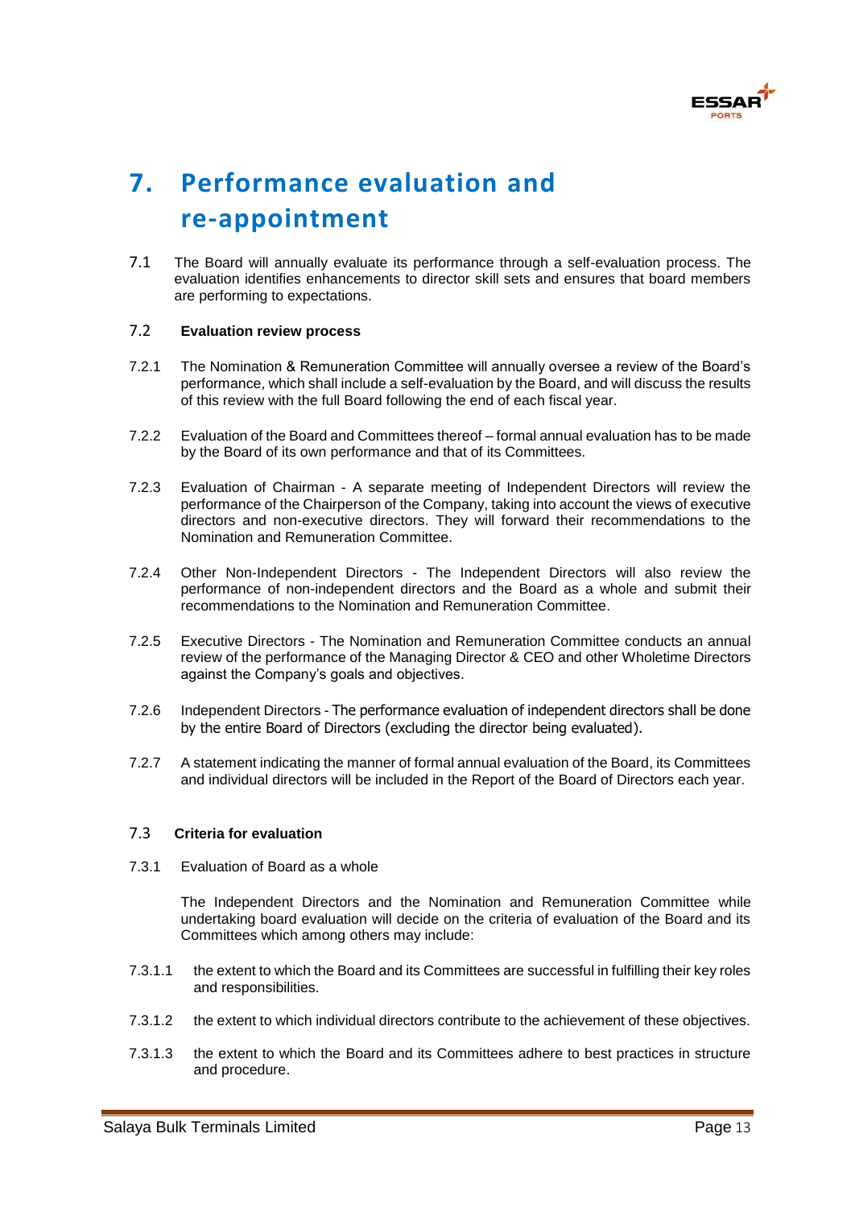# 7. Performance evaluation and re-appointment

7.1 The Board will annually evaluate its performance through a self-evaluation process. The evaluation identifies enhancements to director skill sets and ensures that board members are performing to expectations.

### 7.2 Evaluation review process

7.2.1 The Nomination & Remuneration Committee will annually oversee a review of the Board's performance, which shall include a self-evaluation by the Board, and will discuss the results of this review with the full Board following the end of each fiscal year.

7.2.2 Evaluation of the Board and Committees thereof – formal annual evaluation has to be made by the Board of its own performance and that of its Committees.

7.2.3 Evaluation of Chairman - A separate meeting of Independent Directors will review the performance of the Chairperson of the Company, taking into account the views of executive directors and non-executive directors. They will forward their recommendations to the Nomination and Remuneration Committee.

7.2.4 Other Non-Independent Directors - The Independent Directors will also review the performance of non-independent directors and the Board as a whole and submit their recommendations to the Nomination and Remuneration Committee.

7.2.5 Executive Directors - The Nomination and Remuneration Committee conducts an annual review of the performance of the Managing Director & CEO and other Wholetime Directors against the Company's goals and objectives.

7.2.6 Independent Directors - The performance evaluation of independent directors shall be done by the entire Board of Directors (excluding the director being evaluated).

7.2.7 A statement indicating the manner of formal annual evaluation of the Board, its Committees and individual directors will be included in the Report of the Board of Directors each year.

### 7.3 Criteria for evaluation

7.3.1 Evaluation of Board as a whole

The Independent Directors and the Nomination and Remuneration Committee while undertaking board evaluation will decide on the criteria of evaluation of the Board and its Committees which among others may include:

7.3.1.1 the extent to which the Board and its Committees are successful in fulfilling their key roles and responsibilities.

7.3.1.2 the extent to which individual directors contribute to the achievement of these objectives.

7.3.1.3 the extent to which the Board and its Committees adhere to best practices in structure and procedure.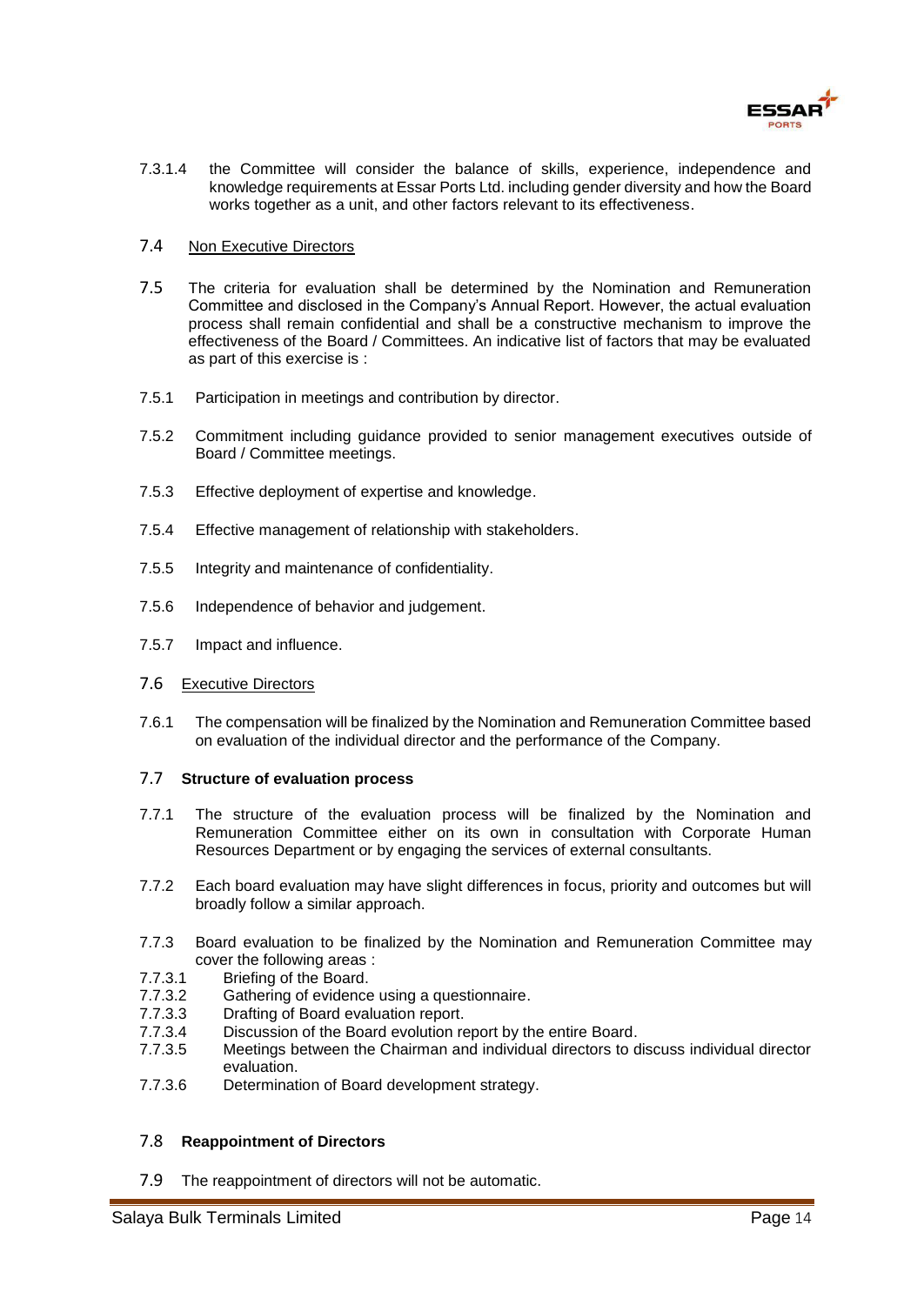7.3.1.4 the Committee will consider the balance of skills, experience, independence and knowledge requirements at Essar Ports Ltd. including gender diversity and how the Board works together as a unit, and other factors relevant to its effectiveness.

7.4 <u>Non Executive Directors</u>

7.5 The criteria for evaluation shall be determined by the Nomination and Remuneration Committee and disclosed in the Company's Annual Report. However, the actual evaluation process shall remain confidential and shall be a constructive mechanism to improve the effectiveness of the Board / Committees. An indicative list of factors that may be evaluated as part of this exercise is :

7.5.1 Participation in meetings and contribution by director.

7.5.2 Commitment including guidance provided to senior management executives outside of Board / Committee meetings.

7.5.3 Effective deployment of expertise and knowledge.

7.5.4 Effective management of relationship with stakeholders.

7.5.5 Integrity and maintenance of confidentiality.

7.5.6 Independence of behavior and judgement.

7.5.7 Impact and influence.

7.6 <u>Executive Directors</u>

7.6.1 The compensation will be finalized by the Nomination and Remuneration Committee based on evaluation of the individual director and the performance of the Company.

7.7 **Structure of evaluation process**

7.7.1 The structure of the evaluation process will be finalized by the Nomination and Remuneration Committee either on its own in consultation with Corporate Human Resources Department or by engaging the services of external consultants.

7.7.2 Each board evaluation may have slight differences in focus, priority and outcomes but will broadly follow a similar approach.

7.7.3 Board evaluation to be finalized by the Nomination and Remuneration Committee may cover the following areas :

7.7.3.1 Briefing of the Board.
7.7.3.2 Gathering of evidence using a questionnaire.
7.7.3.3 Drafting of Board evaluation report.
7.7.3.4 Discussion of the Board evolution report by the entire Board.
7.7.3.5 Meetings between the Chairman and individual directors to discuss individual director evaluation.
7.7.3.6 Determination of Board development strategy.

7.8 **Reappointment of Directors**

7.9 The reappointment of directors will not be automatic.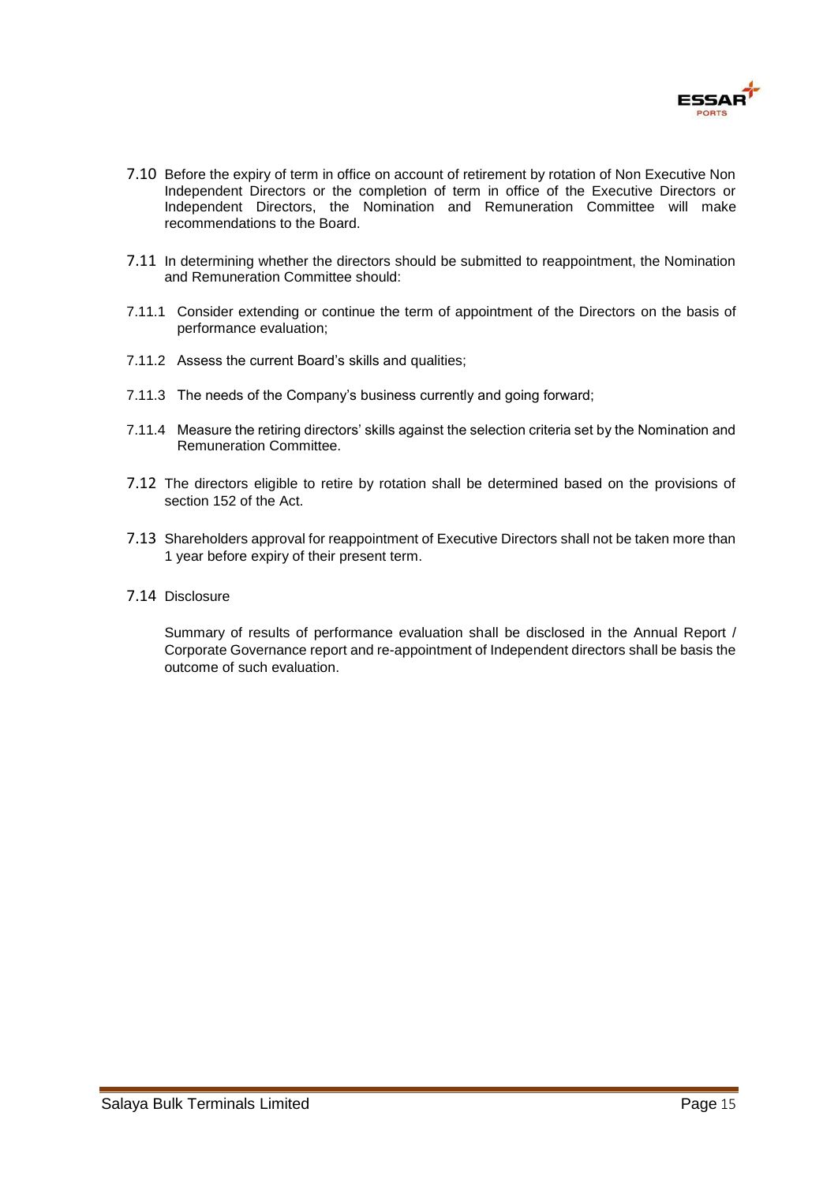7.10 Before the expiry of term in office on account of retirement by rotation of Non Executive Non Independent Directors or the completion of term in office of the Executive Directors or Independent Directors, the Nomination and Remuneration Committee will make recommendations to the Board.

7.11 In determining whether the directors should be submitted to reappointment, the Nomination and Remuneration Committee should:

7.11.1 Consider extending or continue the term of appointment of the Directors on the basis of performance evaluation;

7.11.2 Assess the current Board's skills and qualities;

7.11.3 The needs of the Company's business currently and going forward;

7.11.4 Measure the retiring directors' skills against the selection criteria set by the Nomination and Remuneration Committee.

7.12 The directors eligible to retire by rotation shall be determined based on the provisions of section 152 of the Act.

7.13 Shareholders approval for reappointment of Executive Directors shall not be taken more than 1 year before expiry of their present term.

7.14 Disclosure

Summary of results of performance evaluation shall be disclosed in the Annual Report / Corporate Governance report and re-appointment of Independent directors shall be basis the outcome of such evaluation.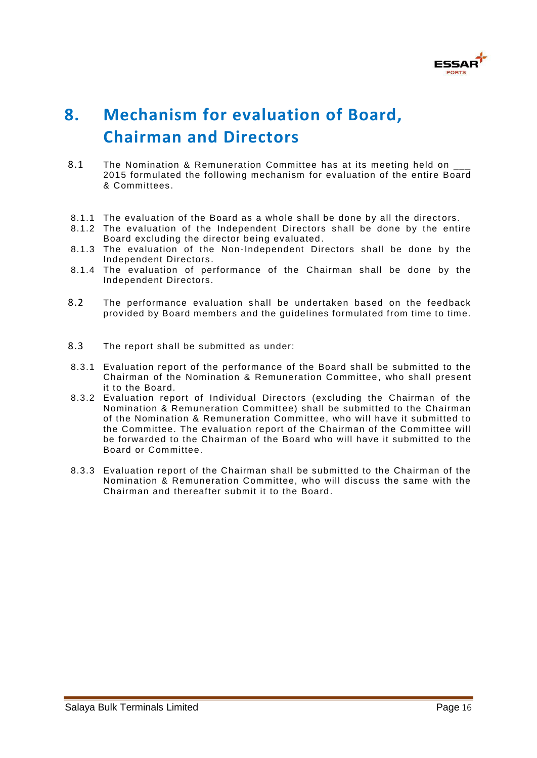# 8. Mechanism for evaluation of Board, Chairman and Directors

8.1 The Nomination & Remuneration Committee has at its meeting held on ___ 2015 formulated the following mechanism for evaluation of the entire Board & Committees.

8.1.1 The evaluation of the Board as a whole shall be done by all the directors.

8.1.2 The evaluation of the Independent Directors shall be done by the entire Board excluding the director being evaluated.

8.1.3 The evaluation of the Non-Independent Directors shall be done by the Independent Directors.

8.1.4 The evaluation of performance of the Chairman shall be done by the Independent Directors.

8.2 The performance evaluation shall be undertaken based on the feedback provided by Board members and the guidelines formulated from time to time.

8.3 The report shall be submitted as under:

8.3.1 Evaluation report of the performance of the Board shall be submitted to the Chairman of the Nomination & Remuneration Committee, who shall present it to the Board.

8.3.2 Evaluation report of Individual Directors (excluding the Chairman of the Nomination & Remuneration Committee) shall be submitted to the Chairman of the Nomination & Remuneration Committee, who will have it submitted to the Committee. The evaluation report of the Chairman of the Committee will be forwarded to the Chairman of the Board who will have it submitted to the Board or Committee.

8.3.3 Evaluation report of the Chairman shall be submitted to the Chairman of the Nomination & Remuneration Committee, who will discuss the same with the Chairman and thereafter submit it to the Board.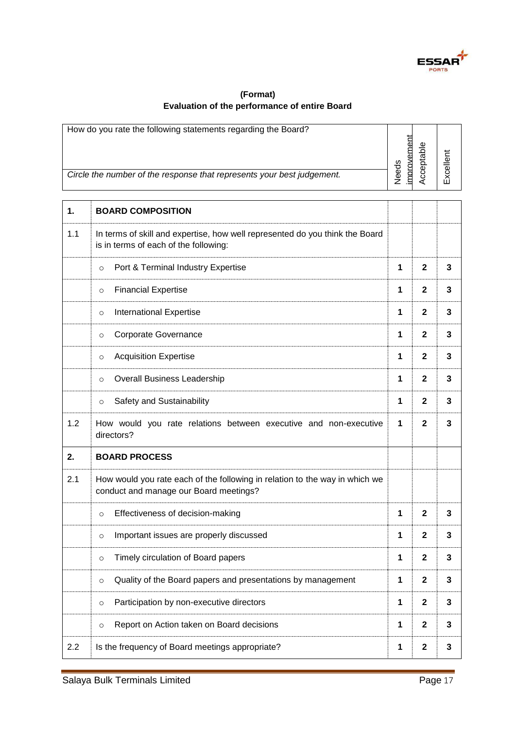**(Format)**
**Evaluation of the performance of entire Board**

| How do you rate the following statements regarding the Board? *Circle the number of the response that represents your best judgement.* | | Needs improvement | Acceptable | Excellent |
|---|---|---|---|---|
| **1.** | **BOARD COMPOSITION** | | | |
| 1.1 | In terms of skill and expertise, how well represented do you think the Board is in terms of each of the following: | | | |
| | ○ Port & Terminal Industry Expertise | **1** | **2** | **3** |
| | ○ Financial Expertise | **1** | **2** | **3** |
| | ○ International Expertise | **1** | **2** | **3** |
| | ○ Corporate Governance | **1** | **2** | **3** |
| | ○ Acquisition Expertise | **1** | **2** | **3** |
| | ○ Overall Business Leadership | **1** | **2** | **3** |
| | ○ Safety and Sustainability | **1** | **2** | **3** |
| 1.2 | How would you rate relations between executive and non-executive directors? | **1** | **2** | **3** |
| **2.** | **BOARD PROCESS** | | | |
| 2.1 | How would you rate each of the following in relation to the way in which we conduct and manage our Board meetings? | | | |
| | ○ Effectiveness of decision-making | **1** | **2** | **3** |
| | ○ Important issues are properly discussed | **1** | **2** | **3** |
| | ○ Timely circulation of Board papers | **1** | **2** | **3** |
| | ○ Quality of the Board papers and presentations by management | **1** | **2** | **3** |
| | ○ Participation by non-executive directors | **1** | **2** | **3** |
| | ○ Report on Action taken on Board decisions | **1** | **2** | **3** |
| 2.2 | Is the frequency of Board meetings appropriate? | **1** | **2** | **3** |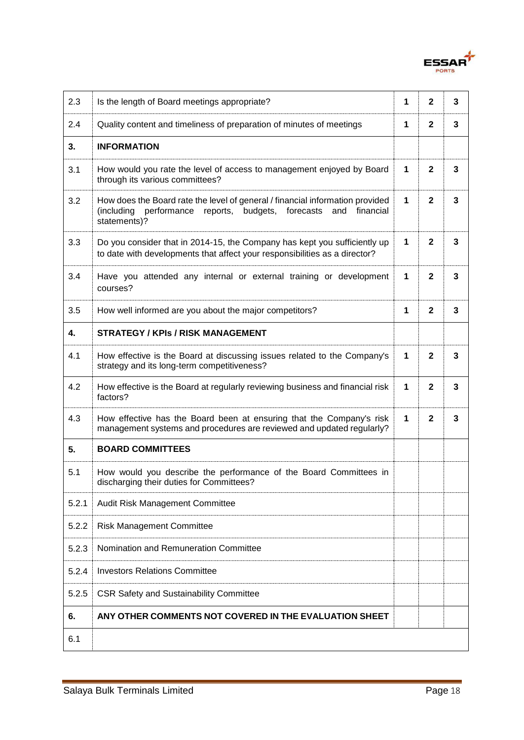| 2.3 | Is the length of Board meetings appropriate? | **1** | **2** | **3** |
|---|---|---|---|---|
| 2.4 | Quality content and timeliness of preparation of minutes of meetings | **1** | **2** | **3** |
| **3.** | **INFORMATION** | | | |
| 3.1 | How would you rate the level of access to management enjoyed by Board through its various committees? | **1** | **2** | **3** |
| 3.2 | How does the Board rate the level of general / financial information provided (including performance reports, budgets, forecasts and financial statements)? | **1** | **2** | **3** |
| 3.3 | Do you consider that in 2014-15, the Company has kept you sufficiently up to date with developments that affect your responsibilities as a director? | **1** | **2** | **3** |
| 3.4 | Have you attended any internal or external training or development courses? | **1** | **2** | **3** |
| 3.5 | How well informed are you about the major competitors? | **1** | **2** | **3** |
| **4.** | **STRATEGY / KPIs / RISK MANAGEMENT** | | | |
| 4.1 | How effective is the Board at discussing issues related to the Company's strategy and its long-term competitiveness? | **1** | **2** | **3** |
| 4.2 | How effective is the Board at regularly reviewing business and financial risk factors? | **1** | **2** | **3** |
| 4.3 | How effective has the Board been at ensuring that the Company's risk management systems and procedures are reviewed and updated regularly? | **1** | **2** | **3** |
| **5.** | **BOARD COMMITTEES** | | | |
| 5.1 | How would you describe the performance of the Board Committees in discharging their duties for Committees? | | | |
| 5.2.1 | Audit Risk Management Committee | | | |
| 5.2.2 | Risk Management Committee | | | |
| 5.2.3 | Nomination and Remuneration Committee | | | |
| 5.2.4 | Investors Relations Committee | | | |
| 5.2.5 | CSR Safety and Sustainability Committee | | | |
| **6.** | **ANY OTHER COMMENTS NOT COVERED IN THE EVALUATION SHEET** | | | |
| 6.1 | | | | |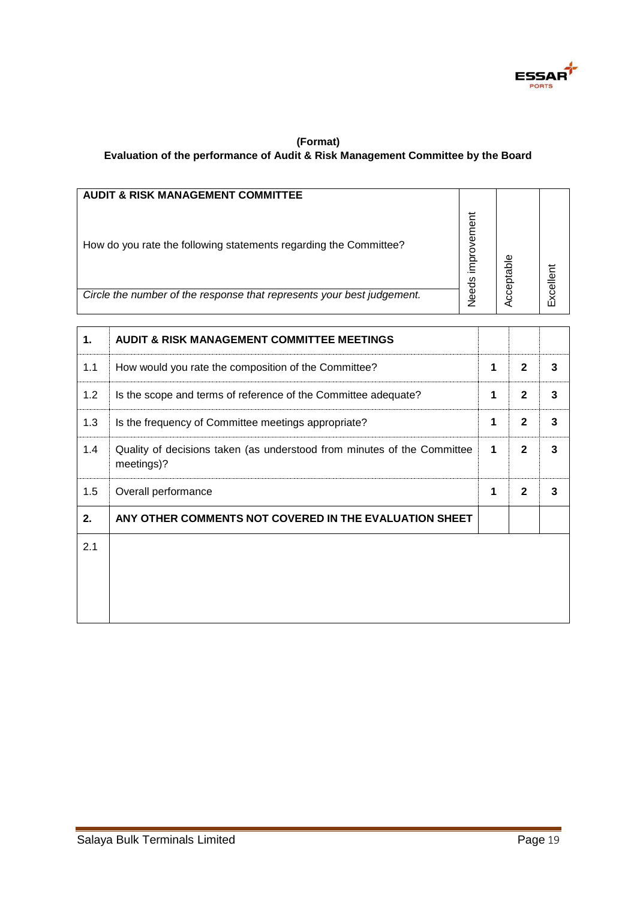**(Format)**

**Evaluation of the performance of Audit & Risk Management Committee by the Board**

| **AUDIT & RISK MANAGEMENT COMMITTEE**<br><br>How do you rate the following statements regarding the Committee?<br><br>*Circle the number of the response that represents your best judgement.* | Needs improvement | Acceptable | Excellent |
|---|---|---|---|

| | | | | |
|---|---|---|---|---|
| **1.** | **AUDIT & RISK MANAGEMENT COMMITTEE MEETINGS** | | | |
| 1.1 | How would you rate the composition of the Committee? | **1** | **2** | **3** |
| 1.2 | Is the scope and terms of reference of the Committee adequate? | **1** | **2** | **3** |
| 1.3 | Is the frequency of Committee meetings appropriate? | **1** | **2** | **3** |
| 1.4 | Quality of decisions taken (as understood from minutes of the Committee meetings)? | **1** | **2** | **3** |
| 1.5 | Overall performance | **1** | **2** | **3** |
| **2.** | **ANY OTHER COMMENTS NOT COVERED IN THE EVALUATION SHEET** | | | |
| 2.1 | | | | |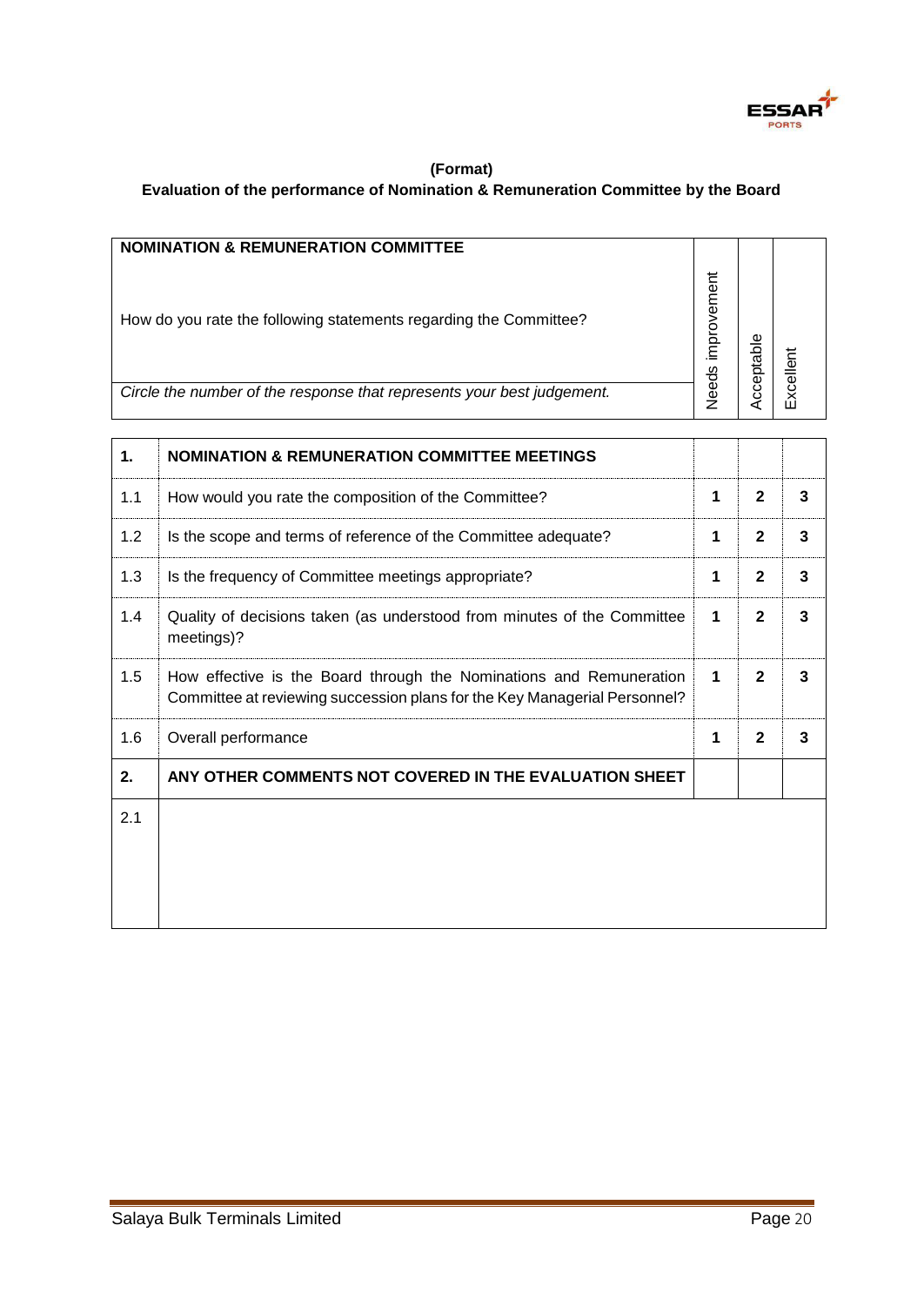**(Format)**

**Evaluation of the performance of Nomination & Remuneration Committee by the Board**

| **NOMINATION & REMUNERATION COMMITTEE** <br><br> How do you rate the following statements regarding the Committee? <br><br> *Circle the number of the response that represents your best judgement.* | Needs improvement | Acceptable | Excellent |
|---|---|---|---|

| | | | | |
|---|---|---|---|---|
| **1.** | **NOMINATION & REMUNERATION COMMITTEE MEETINGS** | | | |
| 1.1 | How would you rate the composition of the Committee? | **1** | **2** | **3** |
| 1.2 | Is the scope and terms of reference of the Committee adequate? | **1** | **2** | **3** |
| 1.3 | Is the frequency of Committee meetings appropriate? | **1** | **2** | **3** |
| 1.4 | Quality of decisions taken (as understood from minutes of the Committee meetings)? | **1** | **2** | **3** |
| 1.5 | How effective is the Board through the Nominations and Remuneration Committee at reviewing succession plans for the Key Managerial Personnel? | **1** | **2** | **3** |
| 1.6 | Overall performance | **1** | **2** | **3** |
| **2.** | **ANY OTHER COMMENTS NOT COVERED IN THE EVALUATION SHEET** | | | |
| 2.1 | | | | |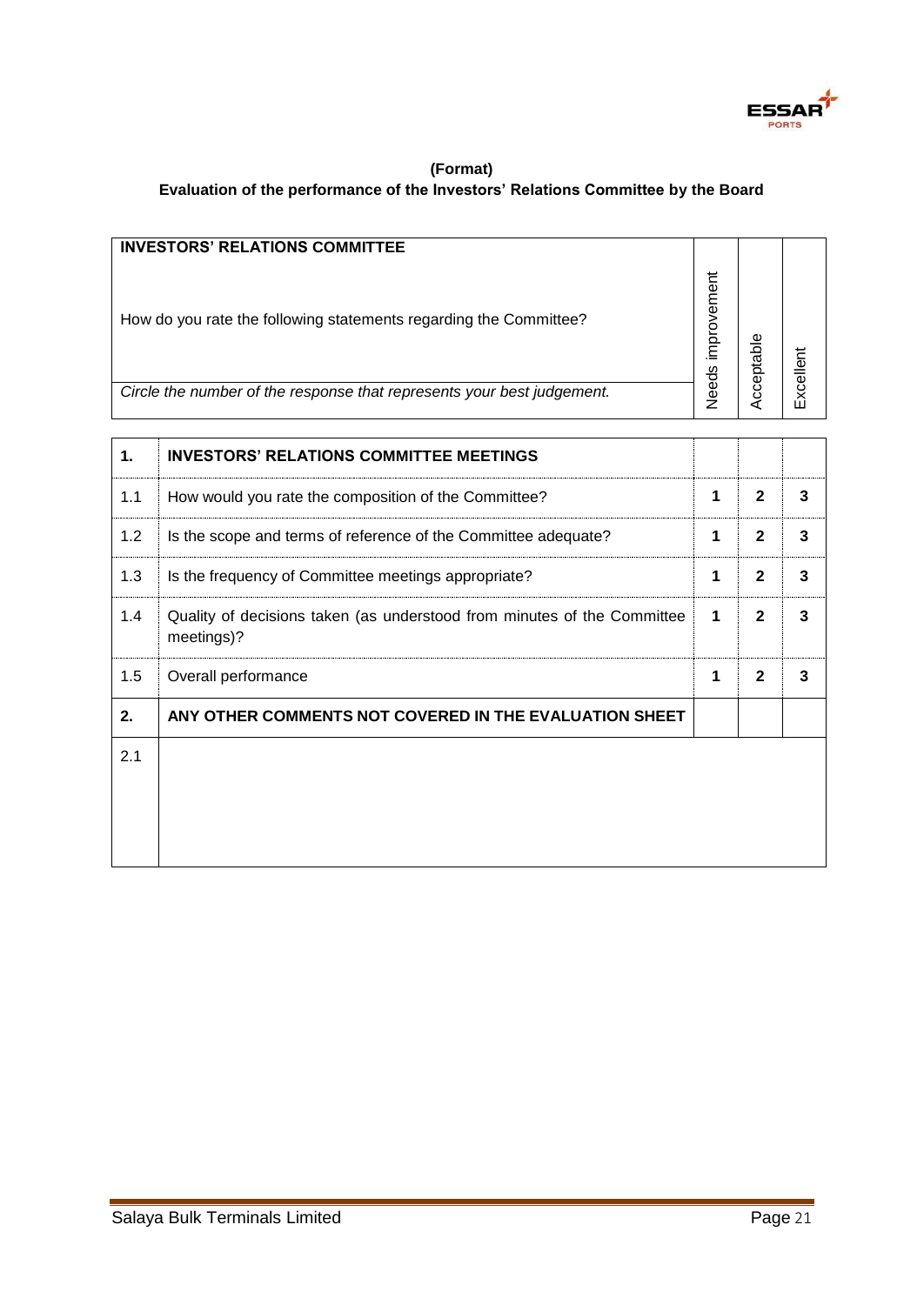**(Format)**

**Evaluation of the performance of the Investors' Relations Committee by the Board**

| **INVESTORS' RELATIONS COMMITTEE**<br><br>How do you rate the following statements regarding the Committee?<br><br>*Circle the number of the response that represents your best judgement.* | | Needs improvement | Acceptable | Excellent |
|---|---|---|---|---|
| **1.** | **INVESTORS' RELATIONS COMMITTEE MEETINGS** | | | |
| 1.1 | How would you rate the composition of the Committee? | **1** | **2** | **3** |
| 1.2 | Is the scope and terms of reference of the Committee adequate? | **1** | **2** | **3** |
| 1.3 | Is the frequency of Committee meetings appropriate? | **1** | **2** | **3** |
| 1.4 | Quality of decisions taken (as understood from minutes of the Committee meetings)? | **1** | **2** | **3** |
| 1.5 | Overall performance | **1** | **2** | **3** |
| **2.** | **ANY OTHER COMMENTS NOT COVERED IN THE EVALUATION SHEET** | | | |
| 2.1 | | | | |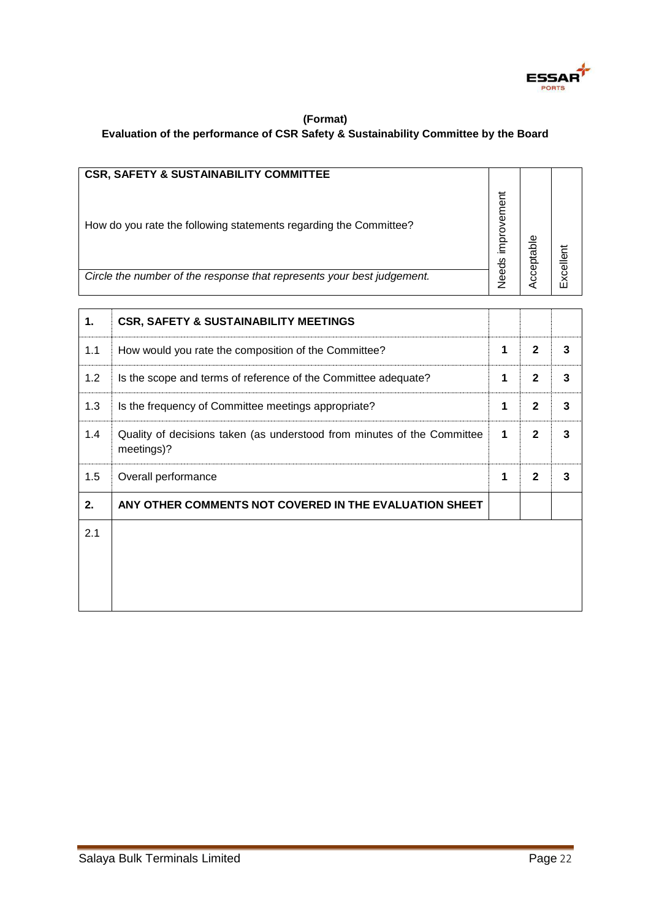**(Format)**

**Evaluation of the performance of CSR Safety & Sustainability Committee by the Board**

| **CSR, SAFETY & SUSTAINABILITY COMMITTEE**<br><br>How do you rate the following statements regarding the Committee?<br><br>*Circle the number of the response that represents your best judgement.* | | Needs improvement | Acceptable | Excellent |
|---|---|---|---|---|
| **1.** | **CSR, SAFETY & SUSTAINABILITY MEETINGS** | | | |
| 1.1 | How would you rate the composition of the Committee? | **1** | **2** | **3** |
| 1.2 | Is the scope and terms of reference of the Committee adequate? | **1** | **2** | **3** |
| 1.3 | Is the frequency of Committee meetings appropriate? | **1** | **2** | **3** |
| 1.4 | Quality of decisions taken (as understood from minutes of the Committee meetings)? | **1** | **2** | **3** |
| 1.5 | Overall performance | **1** | **2** | **3** |
| **2.** | **ANY OTHER COMMENTS NOT COVERED IN THE EVALUATION SHEET** | | | |
| 2.1 | | | | |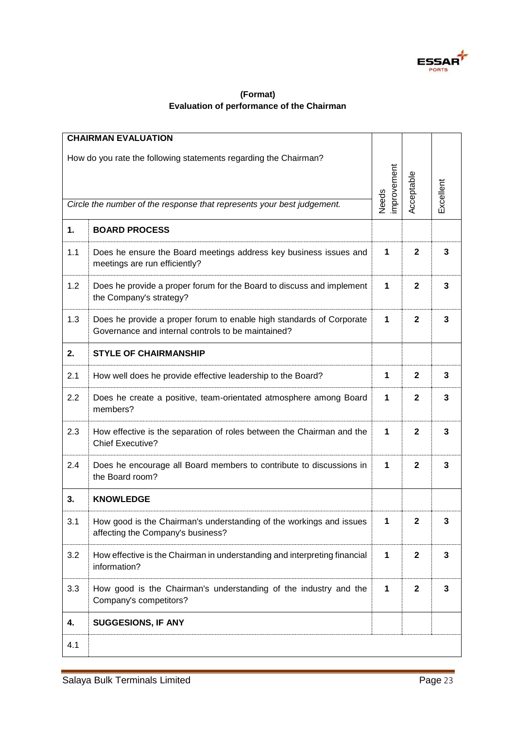**(Format)**
**Evaluation of performance of the Chairman**

| **CHAIRMAN EVALUATION**<br><br>How do you rate the following statements regarding the Chairman?<br><br>*Circle the number of the response that represents your best judgement.* | | Needs improvement | Acceptable | Excellent |
|---|---|---|---|---|
| **1.** | **BOARD PROCESS** | | | |
| 1.1 | Does he ensure the Board meetings address key business issues and meetings are run efficiently? | **1** | **2** | **3** |
| 1.2 | Does he provide a proper forum for the Board to discuss and implement the Company's strategy? | **1** | **2** | **3** |
| 1.3 | Does he provide a proper forum to enable high standards of Corporate Governance and internal controls to be maintained? | **1** | **2** | **3** |
| **2.** | **STYLE OF CHAIRMANSHIP** | | | |
| 2.1 | How well does he provide effective leadership to the Board? | **1** | **2** | **3** |
| 2.2 | Does he create a positive, team-orientated atmosphere among Board members? | **1** | **2** | **3** |
| 2.3 | How effective is the separation of roles between the Chairman and the Chief Executive? | **1** | **2** | **3** |
| 2.4 | Does he encourage all Board members to contribute to discussions in the Board room? | **1** | **2** | **3** |
| **3.** | **KNOWLEDGE** | | | |
| 3.1 | How good is the Chairman's understanding of the workings and issues affecting the Company's business? | **1** | **2** | **3** |
| 3.2 | How effective is the Chairman in understanding and interpreting financial information? | **1** | **2** | **3** |
| 3.3 | How good is the Chairman's understanding of the industry and the Company's competitors? | **1** | **2** | **3** |
| **4.** | **SUGGESIONS, IF ANY** | | | |
| 4.1 | | | | |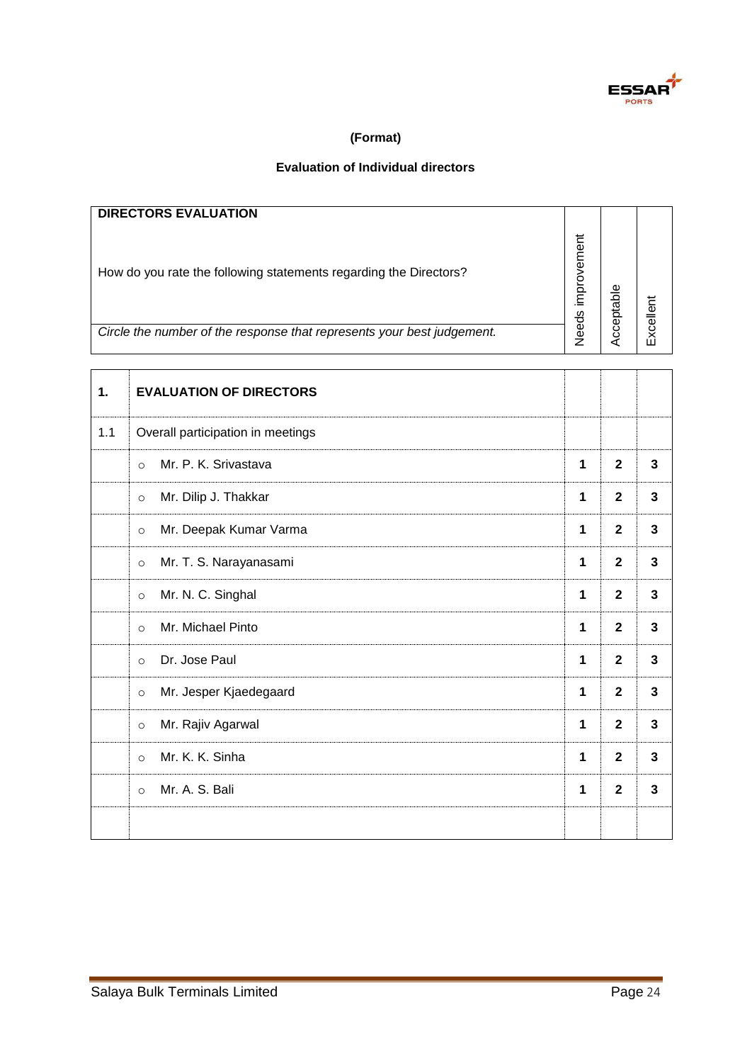**(Format)**

**Evaluation of Individual directors**

| **DIRECTORS EVALUATION** How do you rate the following statements regarding the Directors? *Circle the number of the response that represents your best judgement.* | | Needs improvement | Acceptable | Excellent |
|---|---|---|---|---|
| **1.** | **EVALUATION OF DIRECTORS** | | | |
| 1.1 | Overall participation in meetings | | | |
| | ○ Mr. P. K. Srivastava | **1** | **2** | **3** |
| | ○ Mr. Dilip J. Thakkar | **1** | **2** | **3** |
| | ○ Mr. Deepak Kumar Varma | **1** | **2** | **3** |
| | ○ Mr. T. S. Narayanasami | **1** | **2** | **3** |
| | ○ Mr. N. C. Singhal | **1** | **2** | **3** |
| | ○ Mr. Michael Pinto | **1** | **2** | **3** |
| | ○ Dr. Jose Paul | **1** | **2** | **3** |
| | ○ Mr. Jesper Kjaedegaard | **1** | **2** | **3** |
| | ○ Mr. Rajiv Agarwal | **1** | **2** | **3** |
| | ○ Mr. K. K. Sinha | **1** | **2** | **3** |
| | ○ Mr. A. S. Bali | **1** | **2** | **3** |
| | | | | |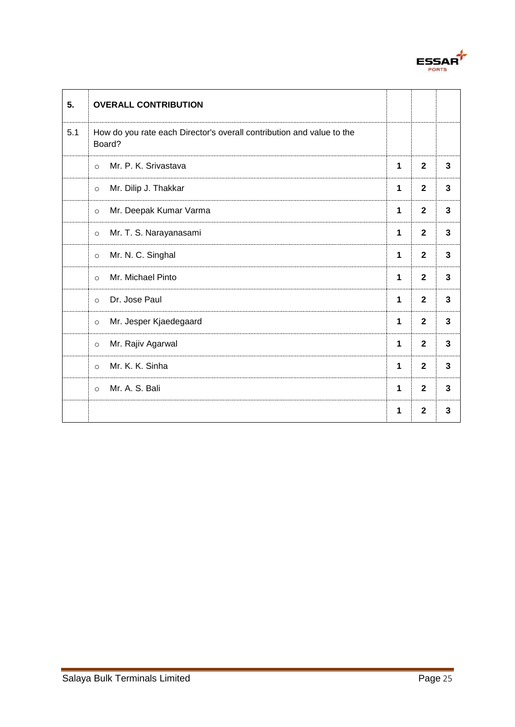| 5. | **OVERALL CONTRIBUTION** | | | |
|---|---|---|---|---|
| 5.1 | How do you rate each Director's overall contribution and value to the Board? | | | |
| | ○ Mr. P. K. Srivastava | **1** | **2** | **3** |
| | ○ Mr. Dilip J. Thakkar | **1** | **2** | **3** |
| | ○ Mr. Deepak Kumar Varma | **1** | **2** | **3** |
| | ○ Mr. T. S. Narayanasami | **1** | **2** | **3** |
| | ○ Mr. N. C. Singhal | **1** | **2** | **3** |
| | ○ Mr. Michael Pinto | **1** | **2** | **3** |
| | ○ Dr. Jose Paul | **1** | **2** | **3** |
| | ○ Mr. Jesper Kjaedegaard | **1** | **2** | **3** |
| | ○ Mr. Rajiv Agarwal | **1** | **2** | **3** |
| | ○ Mr. K. K. Sinha | **1** | **2** | **3** |
| | ○ Mr. A. S. Bali | **1** | **2** | **3** |
| | | **1** | **2** | **3** |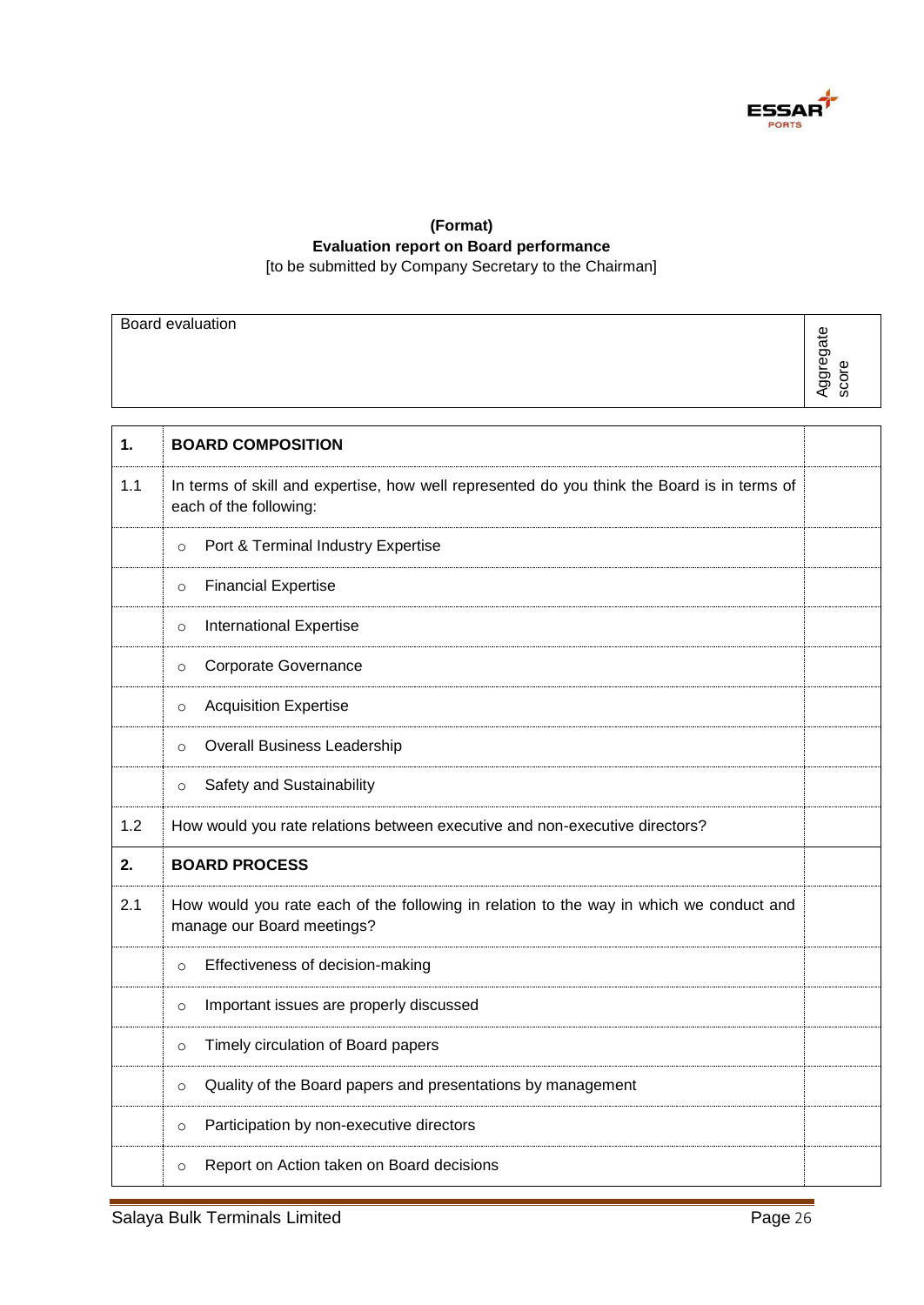**(Format)**
**Evaluation report on Board performance**
[to be submitted by Company Secretary to the Chairman]

| Board evaluation | Aggregate score |
|---|---|

| | | |
|---|---|---|
| **1.** | **BOARD COMPOSITION** | |
| 1.1 | In terms of skill and expertise, how well represented do you think the Board is in terms of each of the following: | |
| | ○ Port & Terminal Industry Expertise | |
| | ○ Financial Expertise | |
| | ○ International Expertise | |
| | ○ Corporate Governance | |
| | ○ Acquisition Expertise | |
| | ○ Overall Business Leadership | |
| | ○ Safety and Sustainability | |
| 1.2 | How would you rate relations between executive and non-executive directors? | |
| **2.** | **BOARD PROCESS** | |
| 2.1 | How would you rate each of the following in relation to the way in which we conduct and manage our Board meetings? | |
| | ○ Effectiveness of decision-making | |
| | ○ Important issues are properly discussed | |
| | ○ Timely circulation of Board papers | |
| | ○ Quality of the Board papers and presentations by management | |
| | ○ Participation by non-executive directors | |
| | ○ Report on Action taken on Board decisions | |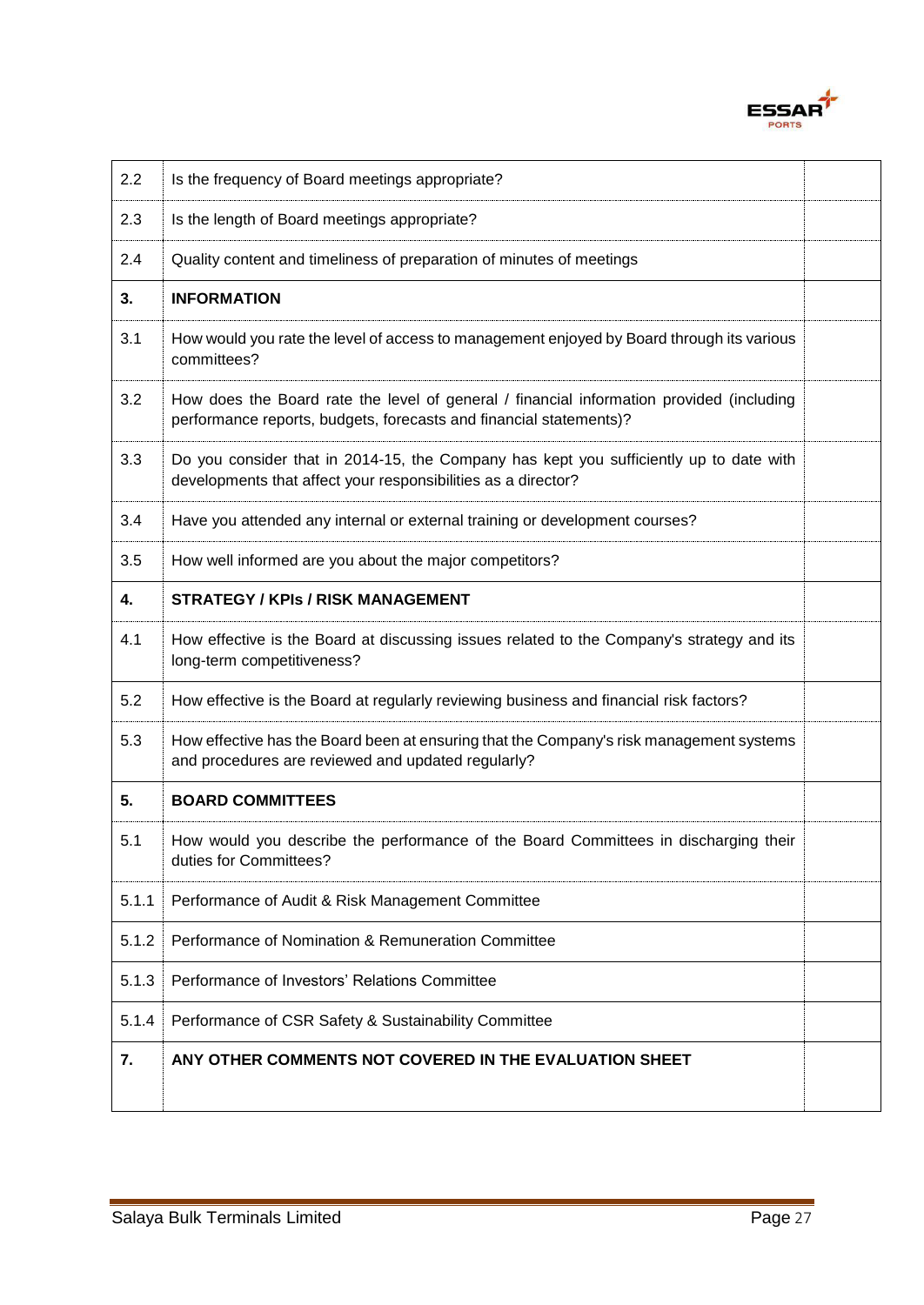| | | |
|---|---|---|
| 2.2 | Is the frequency of Board meetings appropriate? | |
| 2.3 | Is the length of Board meetings appropriate? | |
| 2.4 | Quality content and timeliness of preparation of minutes of meetings | |
| **3.** | **INFORMATION** | |
| 3.1 | How would you rate the level of access to management enjoyed by Board through its various committees? | |
| 3.2 | How does the Board rate the level of general / financial information provided (including performance reports, budgets, forecasts and financial statements)? | |
| 3.3 | Do you consider that in 2014-15, the Company has kept you sufficiently up to date with developments that affect your responsibilities as a director? | |
| 3.4 | Have you attended any internal or external training or development courses? | |
| 3.5 | How well informed are you about the major competitors? | |
| **4.** | **STRATEGY / KPIs / RISK MANAGEMENT** | |
| 4.1 | How effective is the Board at discussing issues related to the Company's strategy and its long-term competitiveness? | |
| 5.2 | How effective is the Board at regularly reviewing business and financial risk factors? | |
| 5.3 | How effective has the Board been at ensuring that the Company's risk management systems and procedures are reviewed and updated regularly? | |
| **5.** | **BOARD COMMITTEES** | |
| 5.1 | How would you describe the performance of the Board Committees in discharging their duties for Committees? | |
| 5.1.1 | Performance of Audit & Risk Management Committee | |
| 5.1.2 | Performance of Nomination & Remuneration Committee | |
| 5.1.3 | Performance of Investors' Relations Committee | |
| 5.1.4 | Performance of CSR Safety & Sustainability Committee | |
| **7.** | **ANY OTHER COMMENTS NOT COVERED IN THE EVALUATION SHEET** | |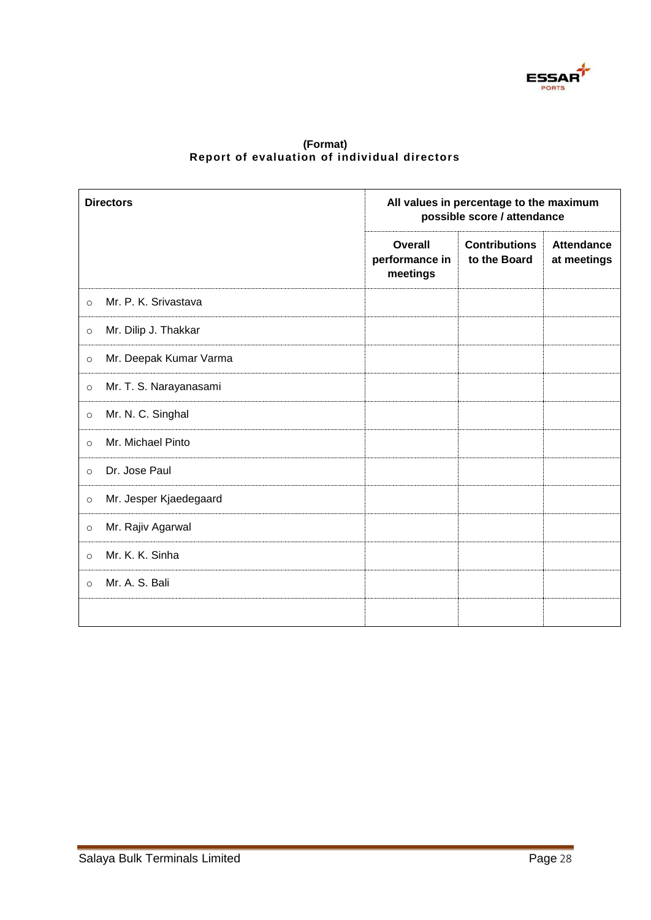**(Format)**
**Report of evaluation of individual directors**

| Directors | All values in percentage to the maximum possible score / attendance | | |
|---|---|---|---|
| | **Overall performance in meetings** | **Contributions to the Board** | **Attendance at meetings** |
| ○ Mr. P. K. Srivastava | | | |
| ○ Mr. Dilip J. Thakkar | | | |
| ○ Mr. Deepak Kumar Varma | | | |
| ○ Mr. T. S. Narayanasami | | | |
| ○ Mr. N. C. Singhal | | | |
| ○ Mr. Michael Pinto | | | |
| ○ Dr. Jose Paul | | | |
| ○ Mr. Jesper Kjaedegaard | | | |
| ○ Mr. Rajiv Agarwal | | | |
| ○ Mr. K. K. Sinha | | | |
| ○ Mr. A. S. Bali | | | |
| | | | |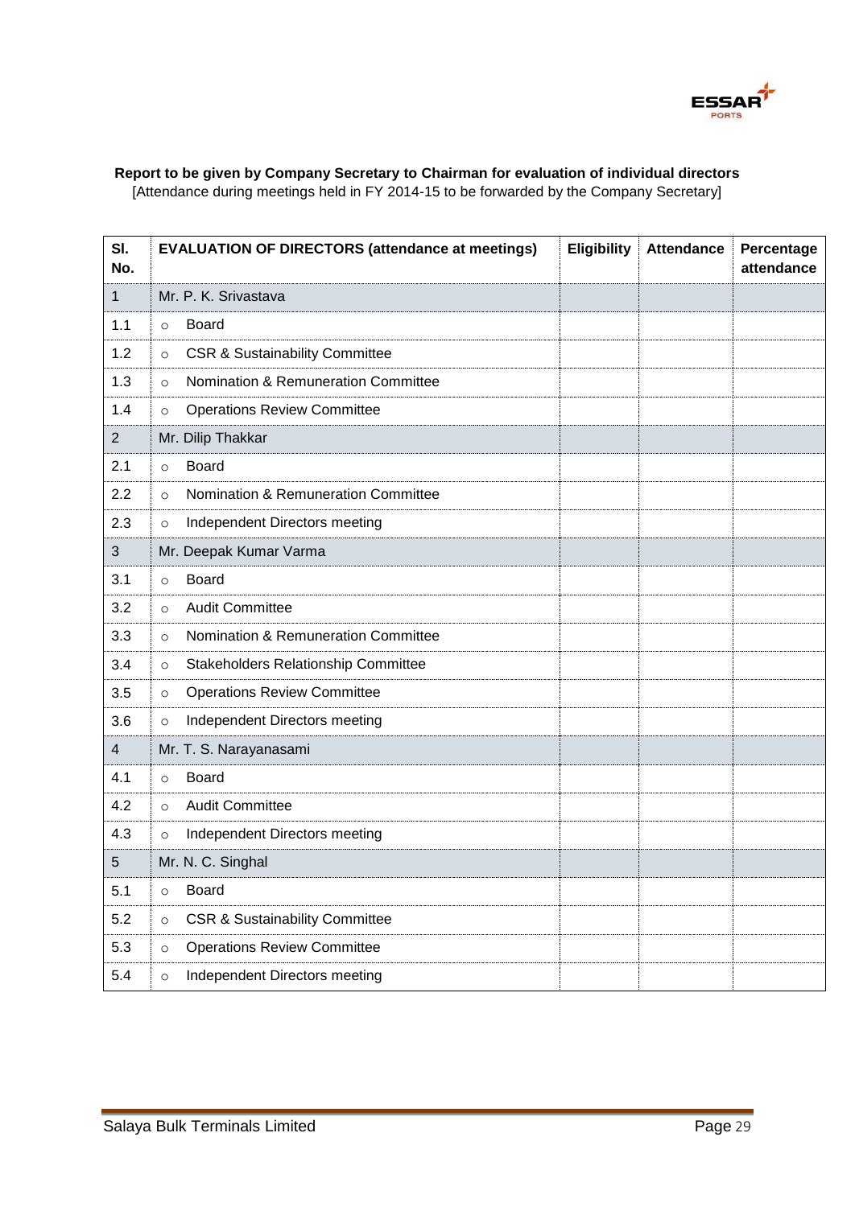**Report to be given by Company Secretary to Chairman for evaluation of individual directors**
[Attendance during meetings held in FY 2014-15 to be forwarded by the Company Secretary]

| Sl. No. | EVALUATION OF DIRECTORS (attendance at meetings) | Eligibility | Attendance | Percentage attendance |
|---|---|---|---|---|
| 1 | Mr. P. K. Srivastava | | | |
| 1.1 | ○ Board | | | |
| 1.2 | ○ CSR & Sustainability Committee | | | |
| 1.3 | ○ Nomination & Remuneration Committee | | | |
| 1.4 | ○ Operations Review Committee | | | |
| 2 | Mr. Dilip Thakkar | | | |
| 2.1 | ○ Board | | | |
| 2.2 | ○ Nomination & Remuneration Committee | | | |
| 2.3 | ○ Independent Directors meeting | | | |
| 3 | Mr. Deepak Kumar Varma | | | |
| 3.1 | ○ Board | | | |
| 3.2 | ○ Audit Committee | | | |
| 3.3 | ○ Nomination & Remuneration Committee | | | |
| 3.4 | ○ Stakeholders Relationship Committee | | | |
| 3.5 | ○ Operations Review Committee | | | |
| 3.6 | ○ Independent Directors meeting | | | |
| 4 | Mr. T. S. Narayanasami | | | |
| 4.1 | ○ Board | | | |
| 4.2 | ○ Audit Committee | | | |
| 4.3 | ○ Independent Directors meeting | | | |
| 5 | Mr. N. C. Singhal | | | |
| 5.1 | ○ Board | | | |
| 5.2 | ○ CSR & Sustainability Committee | | | |
| 5.3 | ○ Operations Review Committee | | | |
| 5.4 | ○ Independent Directors meeting | | | |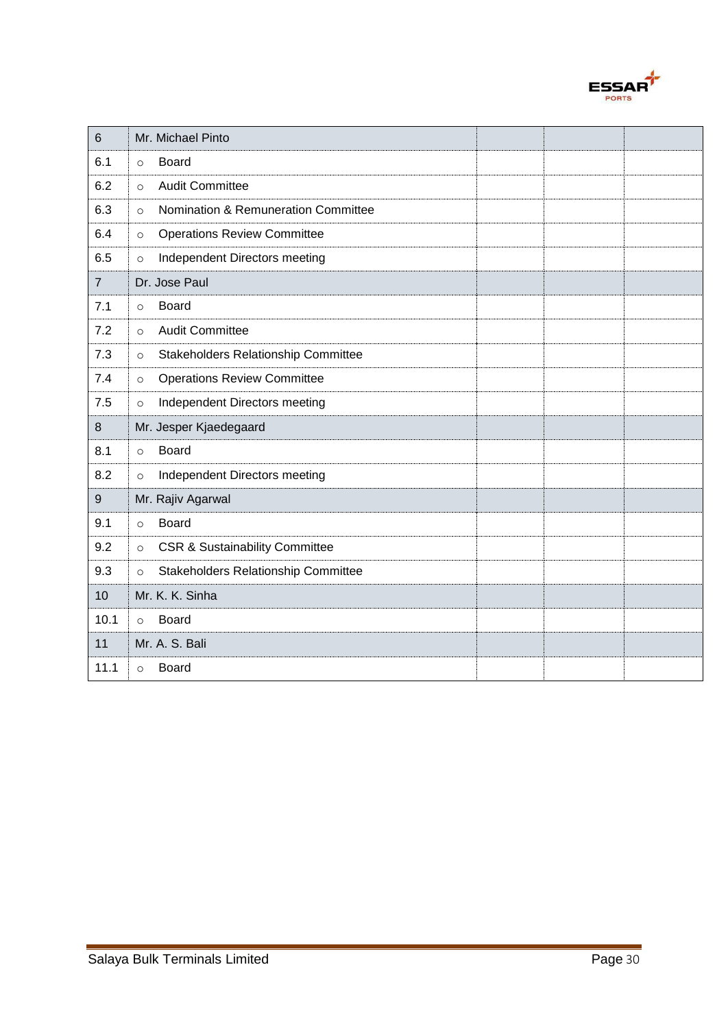| | | | | |
|---|---|---|---|---|
| 6 | Mr. Michael Pinto | | | |
| 6.1 | ○ Board | | | |
| 6.2 | ○ Audit Committee | | | |
| 6.3 | ○ Nomination & Remuneration Committee | | | |
| 6.4 | ○ Operations Review Committee | | | |
| 6.5 | ○ Independent Directors meeting | | | |
| 7 | Dr. Jose Paul | | | |
| 7.1 | ○ Board | | | |
| 7.2 | ○ Audit Committee | | | |
| 7.3 | ○ Stakeholders Relationship Committee | | | |
| 7.4 | ○ Operations Review Committee | | | |
| 7.5 | ○ Independent Directors meeting | | | |
| 8 | Mr. Jesper Kjaedegaard | | | |
| 8.1 | ○ Board | | | |
| 8.2 | ○ Independent Directors meeting | | | |
| 9 | Mr. Rajiv Agarwal | | | |
| 9.1 | ○ Board | | | |
| 9.2 | ○ CSR & Sustainability Committee | | | |
| 9.3 | ○ Stakeholders Relationship Committee | | | |
| 10 | Mr. K. K. Sinha | | | |
| 10.1 | ○ Board | | | |
| 11 | Mr. A. S. Bali | | | |
| 11.1 | ○ Board | | | |